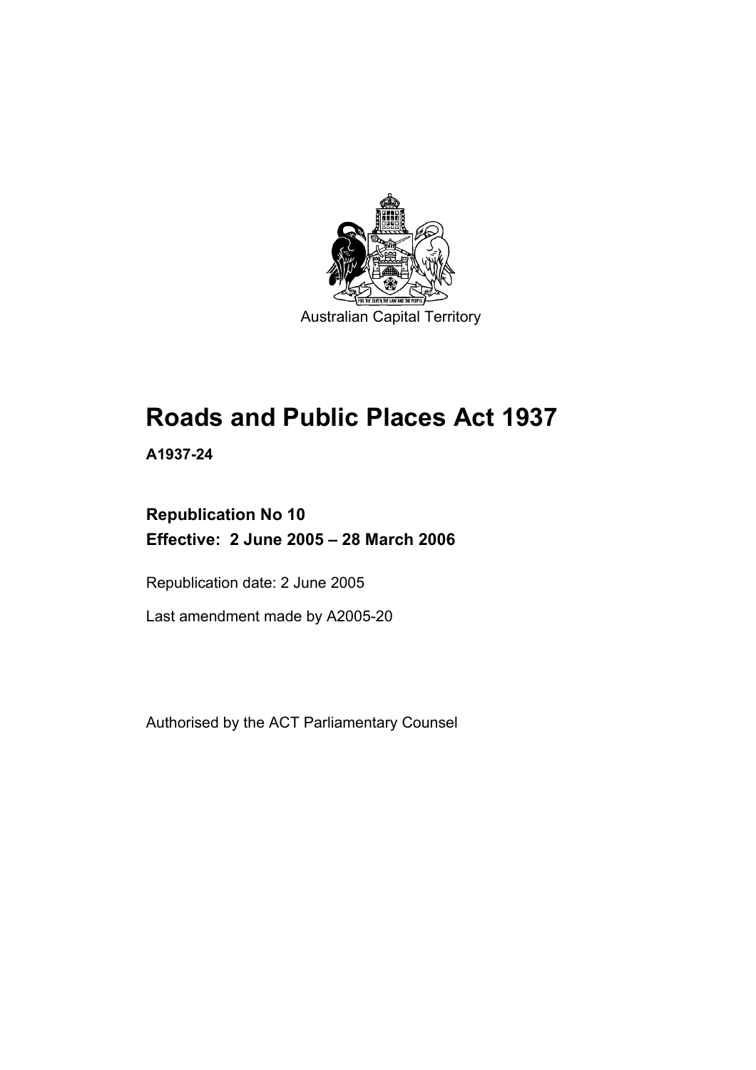Australian Capital Territory

# Roads and Public Places Act 1937

**A1937-24**

**Republication No 10**
**Effective: 2 June 2005 – 28 March 2006**

Republication date: 2 June 2005

Last amendment made by A2005-20

Authorised by the ACT Parliamentary Counsel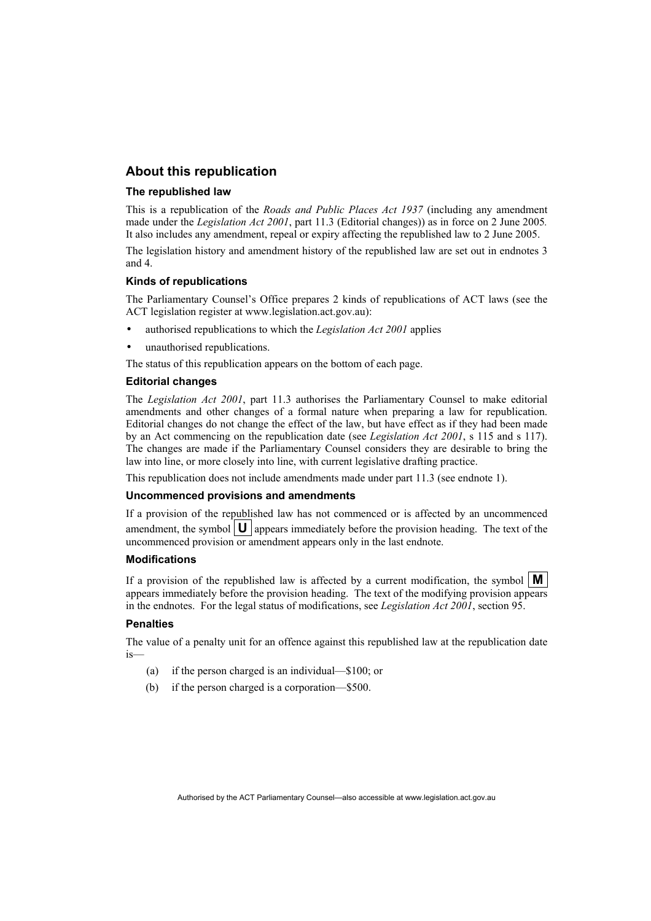## About this republication

### The republished law

This is a republication of the *Roads and Public Places Act 1937* (including any amendment made under the *Legislation Act 2001*, part 11.3 (Editorial changes)) as in force on 2 June 2005*.* It also includes any amendment, repeal or expiry affecting the republished law to 2 June 2005.

The legislation history and amendment history of the republished law are set out in endnotes 3 and 4.

### Kinds of republications

The Parliamentary Counsel's Office prepares 2 kinds of republications of ACT laws (see the ACT legislation register at www.legislation.act.gov.au):

- authorised republications to which the *Legislation Act 2001* applies
- unauthorised republications.

The status of this republication appears on the bottom of each page.

### Editorial changes

The *Legislation Act 2001*, part 11.3 authorises the Parliamentary Counsel to make editorial amendments and other changes of a formal nature when preparing a law for republication. Editorial changes do not change the effect of the law, but have effect as if they had been made by an Act commencing on the republication date (see *Legislation Act 2001*, s 115 and s 117). The changes are made if the Parliamentary Counsel considers they are desirable to bring the law into line, or more closely into line, with current legislative drafting practice.

This republication does not include amendments made under part 11.3 (see endnote 1).

### Uncommenced provisions and amendments

If a provision of the republished law has not commenced or is affected by an uncommenced amendment, the symbol **U** appears immediately before the provision heading. The text of the uncommenced provision or amendment appears only in the last endnote.

### Modifications

If a provision of the republished law is affected by a current modification, the symbol **M** appears immediately before the provision heading. The text of the modifying provision appears in the endnotes. For the legal status of modifications, see *Legislation Act 2001*, section 95.

### Penalties

The value of a penalty unit for an offence against this republished law at the republication date is—

(a) if the person charged is an individual—$100; or

(b) if the person charged is a corporation—$500.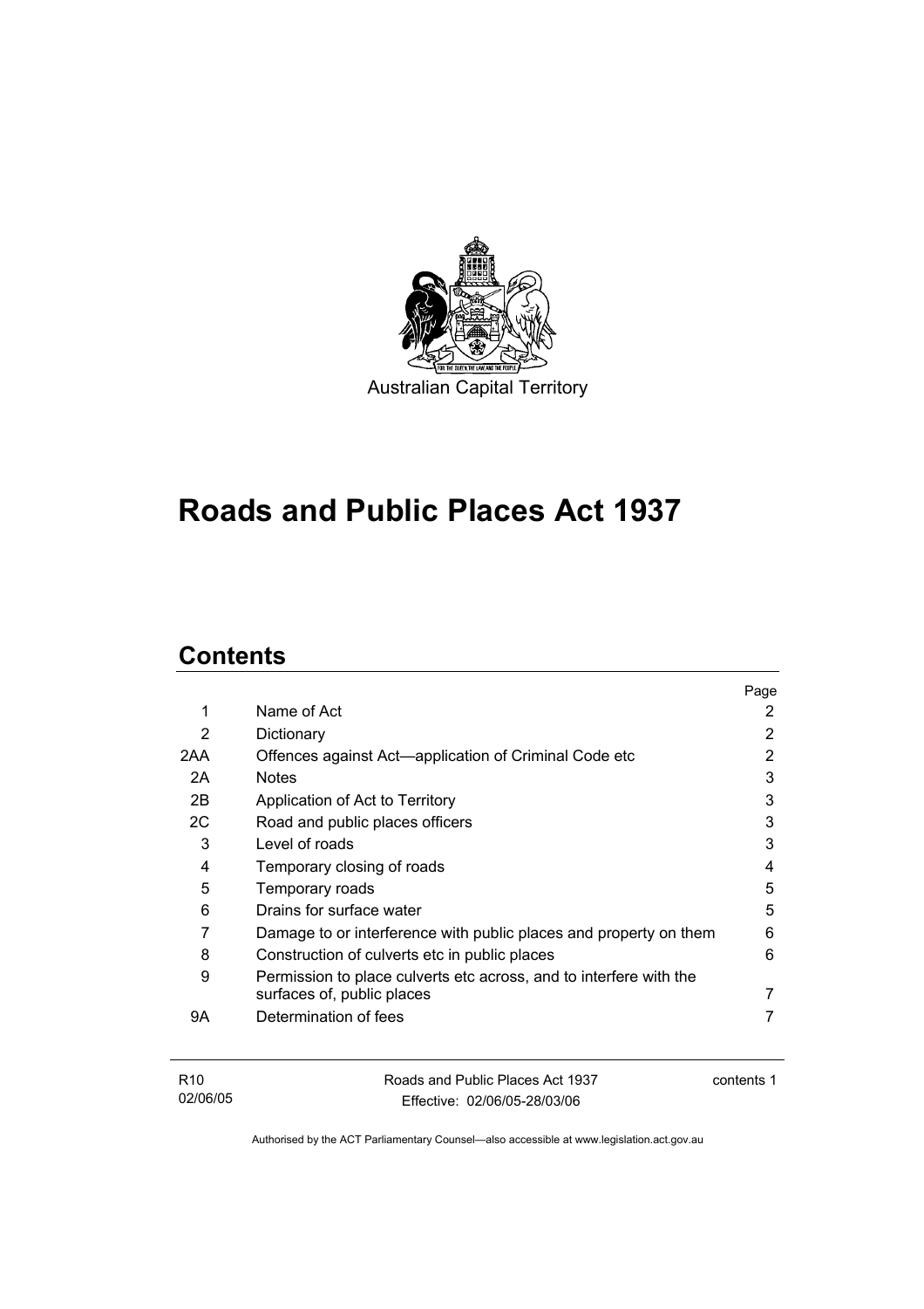Australian Capital Territory

# Roads and Public Places Act 1937

## Contents

| | | Page |
|---|---|---|
| 1 | Name of Act | 2 |
| 2 | Dictionary | 2 |
| 2AA | Offences against Act—application of Criminal Code etc | 2 |
| 2A | Notes | 3 |
| 2B | Application of Act to Territory | 3 |
| 2C | Road and public places officers | 3 |
| 3 | Level of roads | 3 |
| 4 | Temporary closing of roads | 4 |
| 5 | Temporary roads | 5 |
| 6 | Drains for surface water | 5 |
| 7 | Damage to or interference with public places and property on them | 6 |
| 8 | Construction of culverts etc in public places | 6 |
| 9 | Permission to place culverts etc across, and to interfere with the surfaces of, public places | 7 |
| 9A | Determination of fees | 7 |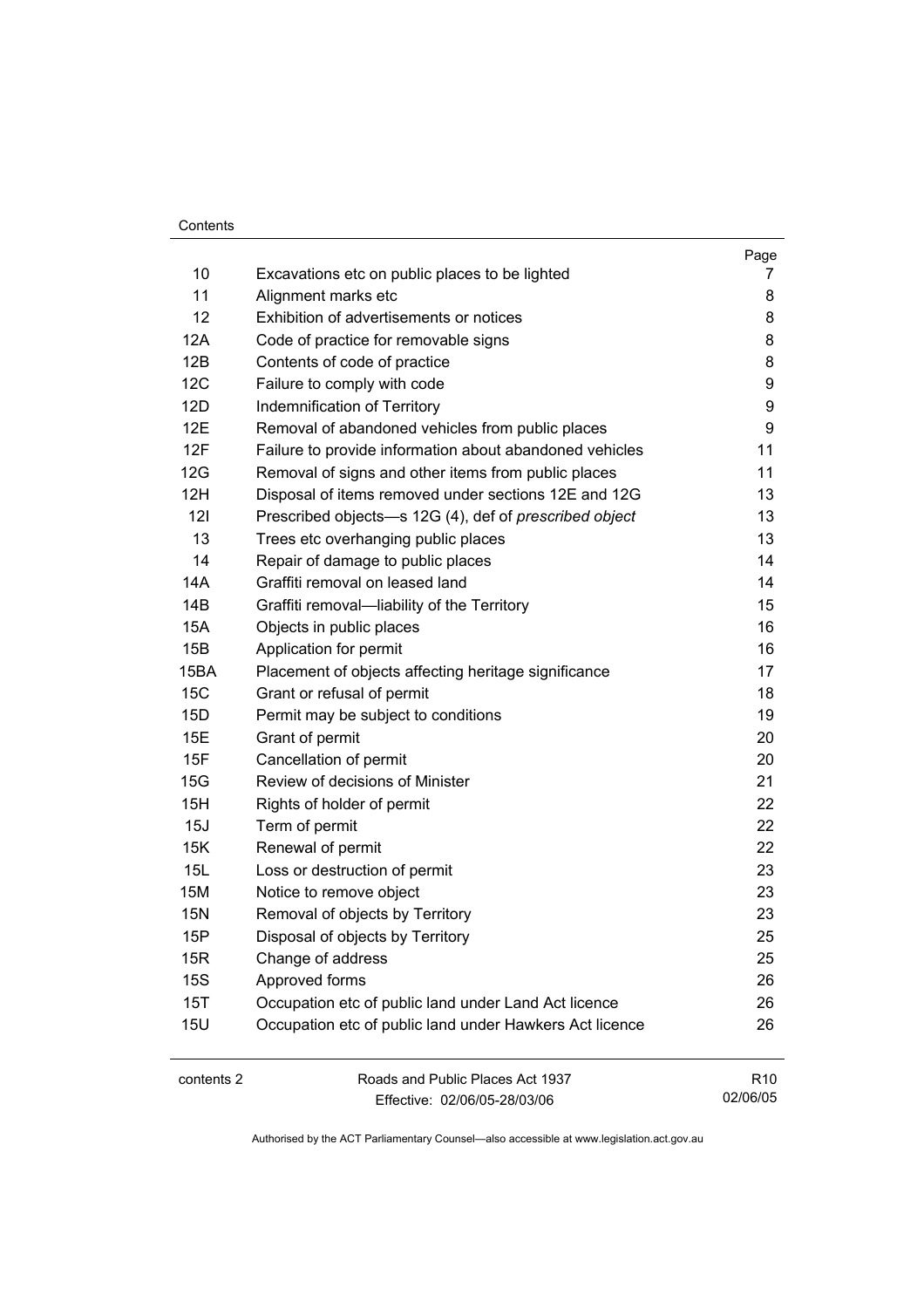| | | Page |
|---|---|---|
| 10 | Excavations etc on public places to be lighted | 7 |
| 11 | Alignment marks etc | 8 |
| 12 | Exhibition of advertisements or notices | 8 |
| 12A | Code of practice for removable signs | 8 |
| 12B | Contents of code of practice | 8 |
| 12C | Failure to comply with code | 9 |
| 12D | Indemnification of Territory | 9 |
| 12E | Removal of abandoned vehicles from public places | 9 |
| 12F | Failure to provide information about abandoned vehicles | 11 |
| 12G | Removal of signs and other items from public places | 11 |
| 12H | Disposal of items removed under sections 12E and 12G | 13 |
| 12I | Prescribed objects—s 12G (4), def of *prescribed object* | 13 |
| 13 | Trees etc overhanging public places | 13 |
| 14 | Repair of damage to public places | 14 |
| 14A | Graffiti removal on leased land | 14 |
| 14B | Graffiti removal—liability of the Territory | 15 |
| 15A | Objects in public places | 16 |
| 15B | Application for permit | 16 |
| 15BA | Placement of objects affecting heritage significance | 17 |
| 15C | Grant or refusal of permit | 18 |
| 15D | Permit may be subject to conditions | 19 |
| 15E | Grant of permit | 20 |
| 15F | Cancellation of permit | 20 |
| 15G | Review of decisions of Minister | 21 |
| 15H | Rights of holder of permit | 22 |
| 15J | Term of permit | 22 |
| 15K | Renewal of permit | 22 |
| 15L | Loss or destruction of permit | 23 |
| 15M | Notice to remove object | 23 |
| 15N | Removal of objects by Territory | 23 |
| 15P | Disposal of objects by Territory | 25 |
| 15R | Change of address | 25 |
| 15S | Approved forms | 26 |
| 15T | Occupation etc of public land under Land Act licence | 26 |
| 15U | Occupation etc of public land under Hawkers Act licence | 26 |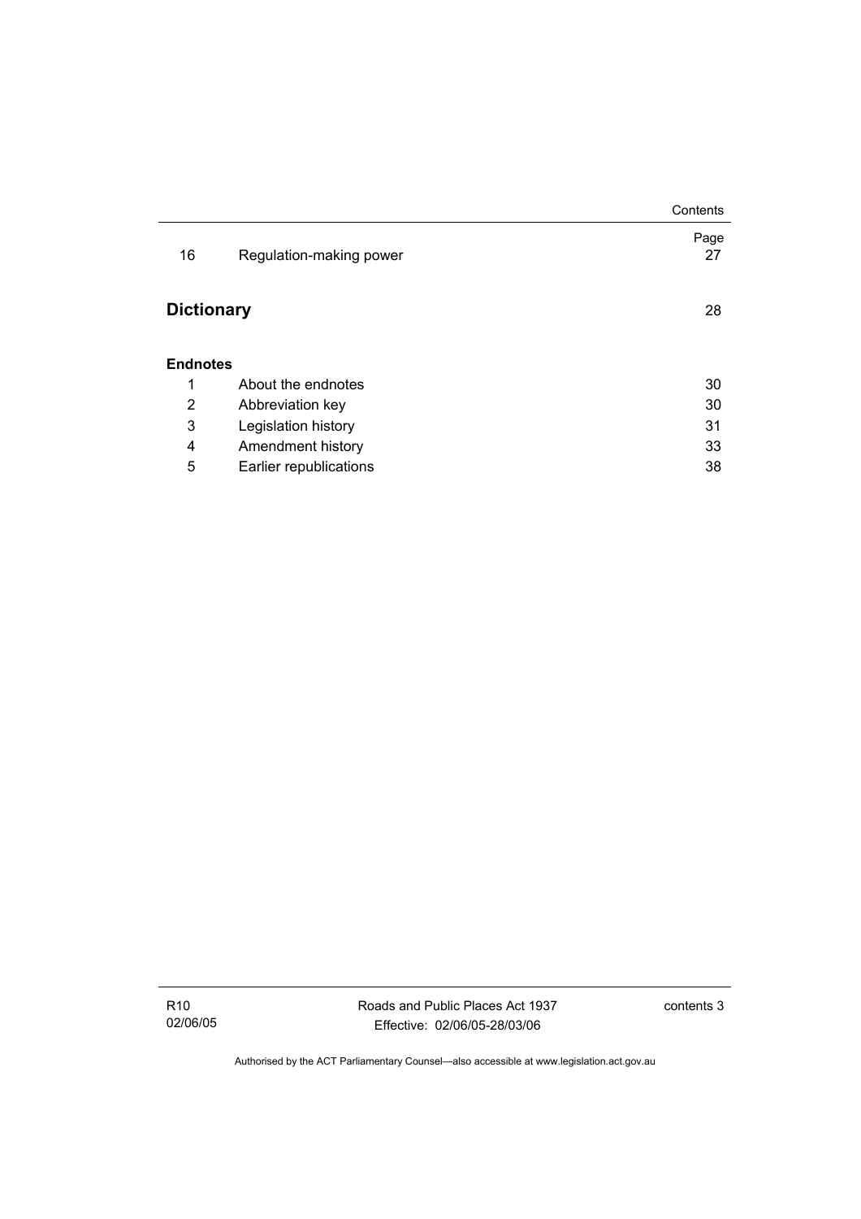| | | Page |
|---|---|---|
| 16 | Regulation-making power | 27 |

**Dictionary** 28

**Endnotes**

| | | |
|---|---|---|
| 1 | About the endnotes | 30 |
| 2 | Abbreviation key | 30 |
| 3 | Legislation history | 31 |
| 4 | Amendment history | 33 |
| 5 | Earlier republications | 38 |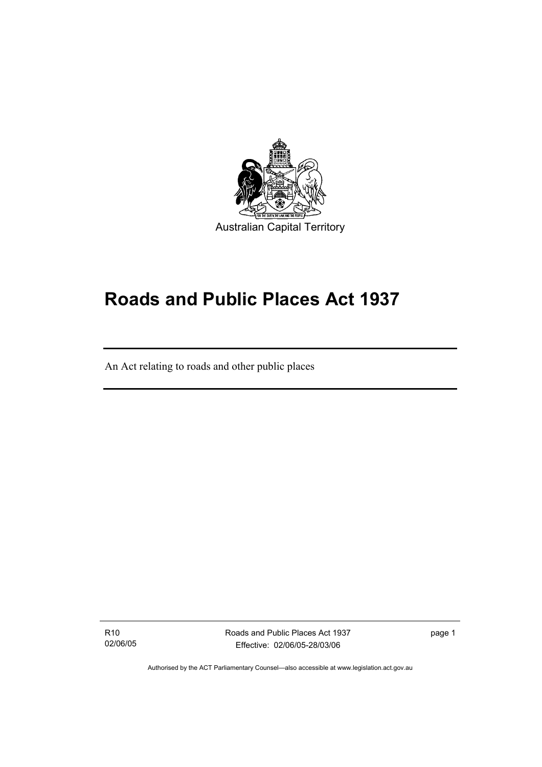Australian Capital Territory

# Roads and Public Places Act 1937

An Act relating to roads and other public places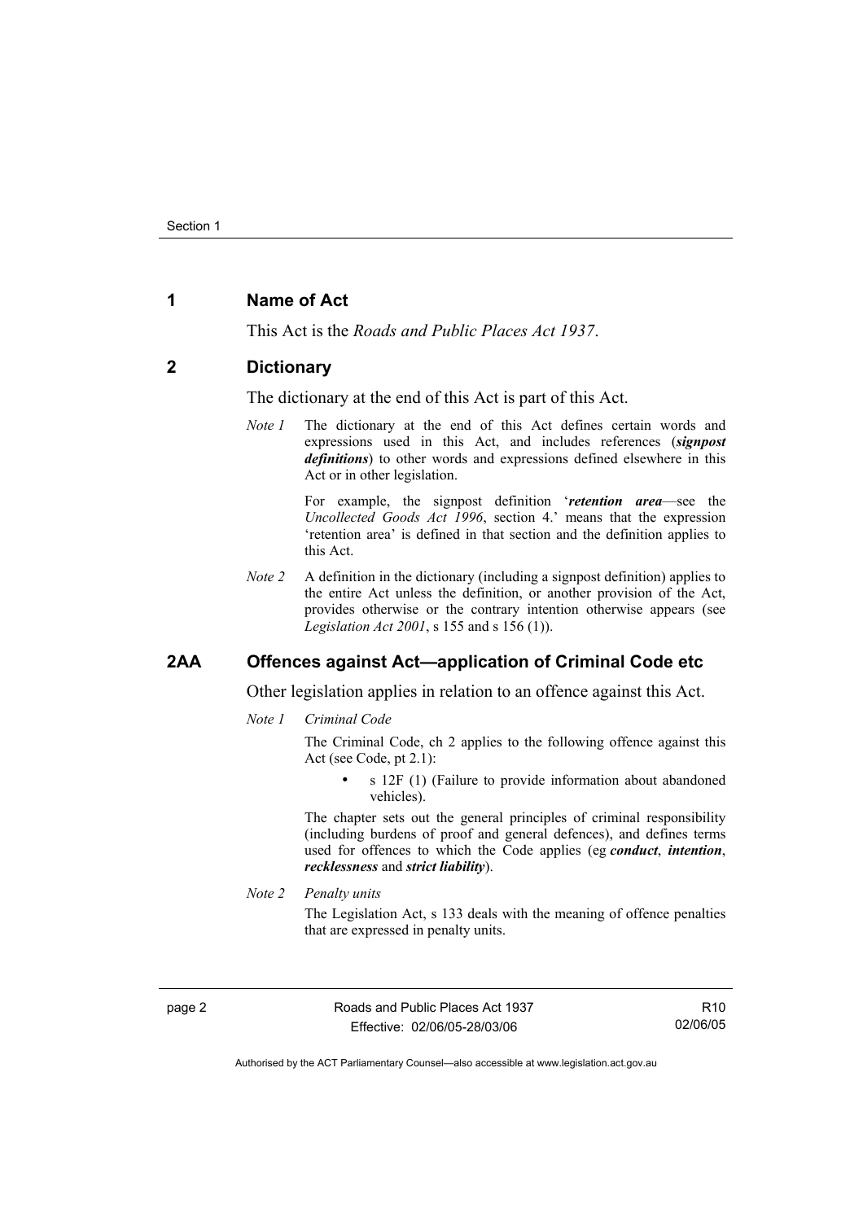## 1 Name of Act

This Act is the *Roads and Public Places Act 1937*.

## 2 Dictionary

The dictionary at the end of this Act is part of this Act.

*Note 1* The dictionary at the end of this Act defines certain words and expressions used in this Act, and includes references (***signpost definitions***) to other words and expressions defined elsewhere in this Act or in other legislation.

For example, the signpost definition '***retention area***—see the *Uncollected Goods Act 1996*, section 4.' means that the expression 'retention area' is defined in that section and the definition applies to this Act.

*Note 2* A definition in the dictionary (including a signpost definition) applies to the entire Act unless the definition, or another provision of the Act, provides otherwise or the contrary intention otherwise appears (see *Legislation Act 2001*, s 155 and s 156 (1)).

## 2AA Offences against Act—application of Criminal Code etc

Other legislation applies in relation to an offence against this Act.

*Note 1* *Criminal Code*

The Criminal Code, ch 2 applies to the following offence against this Act (see Code, pt 2.1):

- s 12F (1) (Failure to provide information about abandoned vehicles).

The chapter sets out the general principles of criminal responsibility (including burdens of proof and general defences), and defines terms used for offences to which the Code applies (eg ***conduct***, ***intention***, ***recklessness*** and ***strict liability***).

*Note 2* *Penalty units*

The Legislation Act, s 133 deals with the meaning of offence penalties that are expressed in penalty units.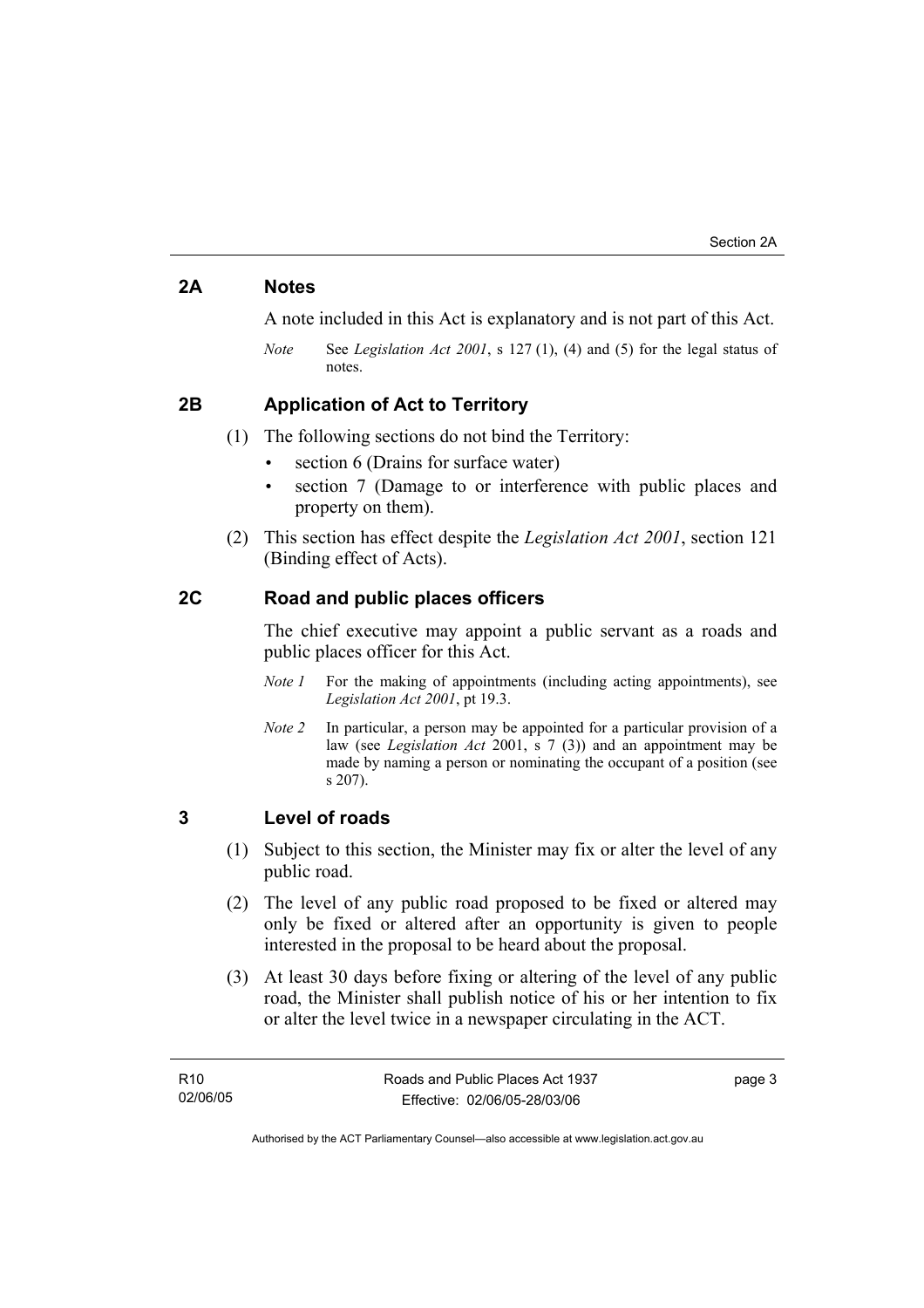## 2A Notes

A note included in this Act is explanatory and is not part of this Act.

*Note* See *Legislation Act 2001*, s 127 (1), (4) and (5) for the legal status of notes.

## 2B Application of Act to Territory

(1) The following sections do not bind the Territory:

- section 6 (Drains for surface water)
- section 7 (Damage to or interference with public places and property on them).

(2) This section has effect despite the *Legislation Act 2001*, section 121 (Binding effect of Acts).

## 2C Road and public places officers

The chief executive may appoint a public servant as a roads and public places officer for this Act.

*Note 1* For the making of appointments (including acting appointments), see *Legislation Act 2001*, pt 19.3.

*Note 2* In particular, a person may be appointed for a particular provision of a law (see *Legislation Act* 2001, s 7 (3)) and an appointment may be made by naming a person or nominating the occupant of a position (see s 207).

## 3 Level of roads

(1) Subject to this section, the Minister may fix or alter the level of any public road.

(2) The level of any public road proposed to be fixed or altered may only be fixed or altered after an opportunity is given to people interested in the proposal to be heard about the proposal.

(3) At least 30 days before fixing or altering of the level of any public road, the Minister shall publish notice of his or her intention to fix or alter the level twice in a newspaper circulating in the ACT.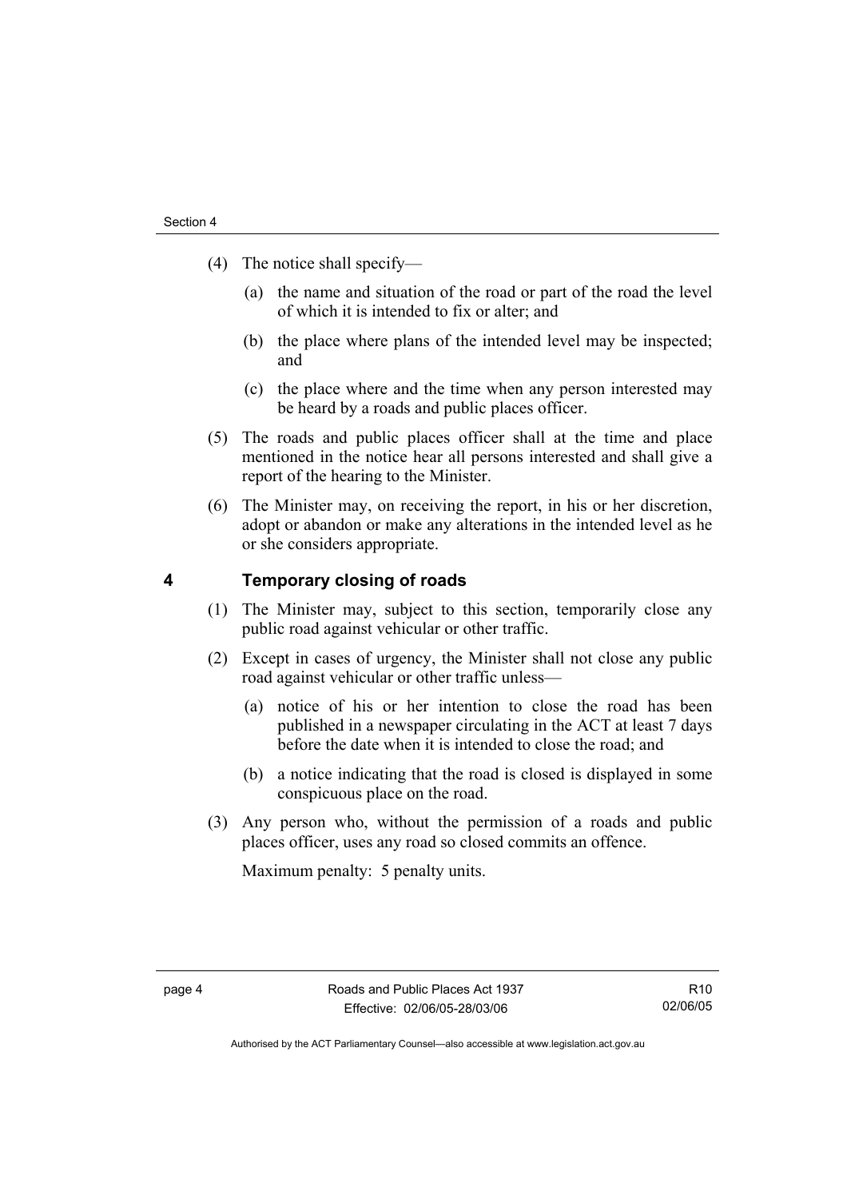(4) The notice shall specify—

 (a) the name and situation of the road or part of the road the level of which it is intended to fix or alter; and

 (b) the place where plans of the intended level may be inspected; and

 (c) the place where and the time when any person interested may be heard by a roads and public places officer.

(5) The roads and public places officer shall at the time and place mentioned in the notice hear all persons interested and shall give a report of the hearing to the Minister.

(6) The Minister may, on receiving the report, in his or her discretion, adopt or abandon or make any alterations in the intended level as he or she considers appropriate.

## 4 Temporary closing of roads

(1) The Minister may, subject to this section, temporarily close any public road against vehicular or other traffic.

(2) Except in cases of urgency, the Minister shall not close any public road against vehicular or other traffic unless—

 (a) notice of his or her intention to close the road has been published in a newspaper circulating in the ACT at least 7 days before the date when it is intended to close the road; and

 (b) a notice indicating that the road is closed is displayed in some conspicuous place on the road.

(3) Any person who, without the permission of a roads and public places officer, uses any road so closed commits an offence.

 Maximum penalty: 5 penalty units.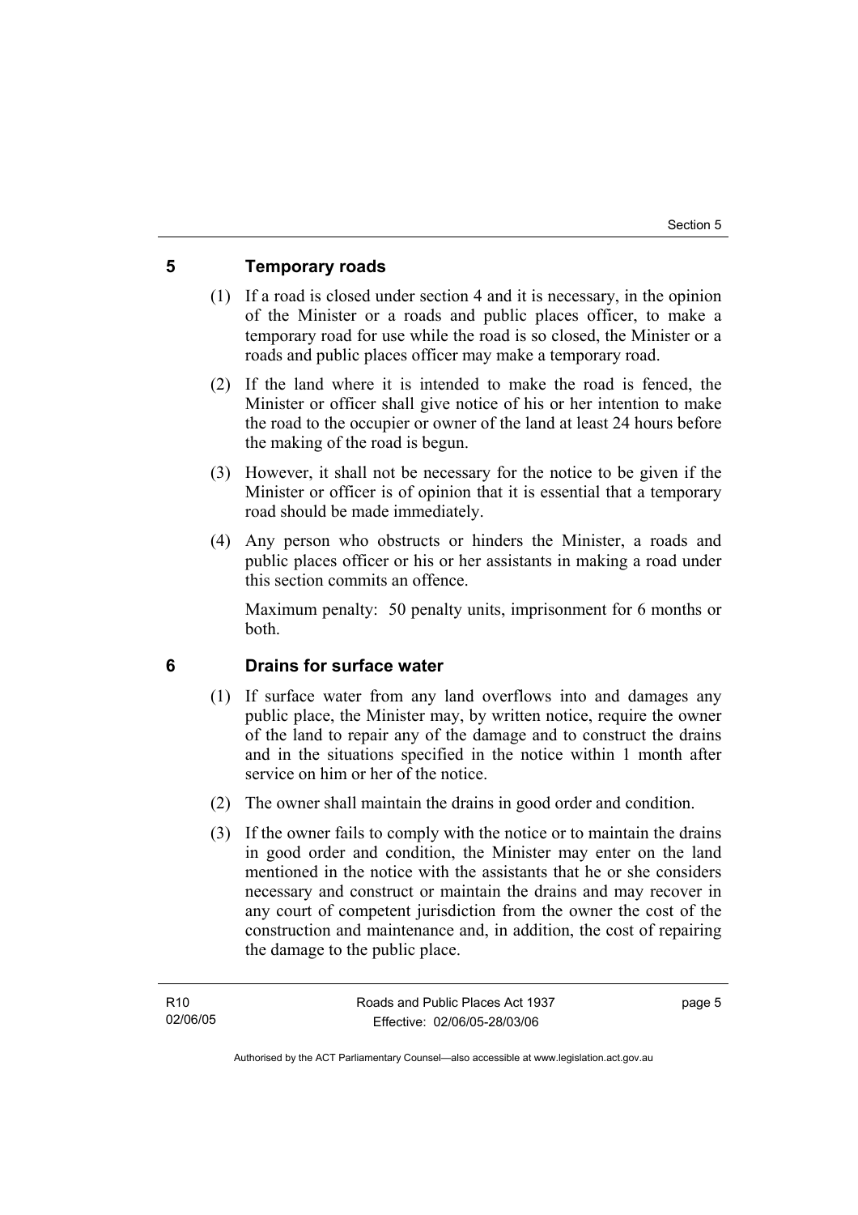## 5 Temporary roads

(1) If a road is closed under section 4 and it is necessary, in the opinion of the Minister or a roads and public places officer, to make a temporary road for use while the road is so closed, the Minister or a roads and public places officer may make a temporary road.

(2) If the land where it is intended to make the road is fenced, the Minister or officer shall give notice of his or her intention to make the road to the occupier or owner of the land at least 24 hours before the making of the road is begun.

(3) However, it shall not be necessary for the notice to be given if the Minister or officer is of opinion that it is essential that a temporary road should be made immediately.

(4) Any person who obstructs or hinders the Minister, a roads and public places officer or his or her assistants in making a road under this section commits an offence.

Maximum penalty: 50 penalty units, imprisonment for 6 months or both.

## 6 Drains for surface water

(1) If surface water from any land overflows into and damages any public place, the Minister may, by written notice, require the owner of the land to repair any of the damage and to construct the drains and in the situations specified in the notice within 1 month after service on him or her of the notice.

(2) The owner shall maintain the drains in good order and condition.

(3) If the owner fails to comply with the notice or to maintain the drains in good order and condition, the Minister may enter on the land mentioned in the notice with the assistants that he or she considers necessary and construct or maintain the drains and may recover in any court of competent jurisdiction from the owner the cost of the construction and maintenance and, in addition, the cost of repairing the damage to the public place.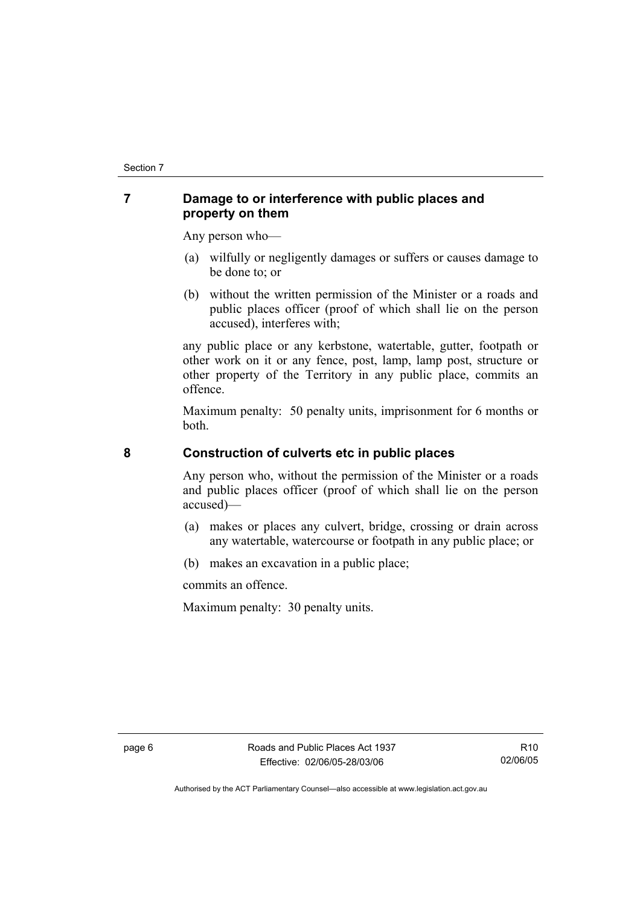## 7 Damage to or interference with public places and property on them

Any person who—

(a) wilfully or negligently damages or suffers or causes damage to be done to; or

(b) without the written permission of the Minister or a roads and public places officer (proof of which shall lie on the person accused), interferes with;

any public place or any kerbstone, watertable, gutter, footpath or other work on it or any fence, post, lamp, lamp post, structure or other property of the Territory in any public place, commits an offence.

Maximum penalty: 50 penalty units, imprisonment for 6 months or both.

## 8 Construction of culverts etc in public places

Any person who, without the permission of the Minister or a roads and public places officer (proof of which shall lie on the person accused)—

(a) makes or places any culvert, bridge, crossing or drain across any watertable, watercourse or footpath in any public place; or

(b) makes an excavation in a public place;

commits an offence.

Maximum penalty: 30 penalty units.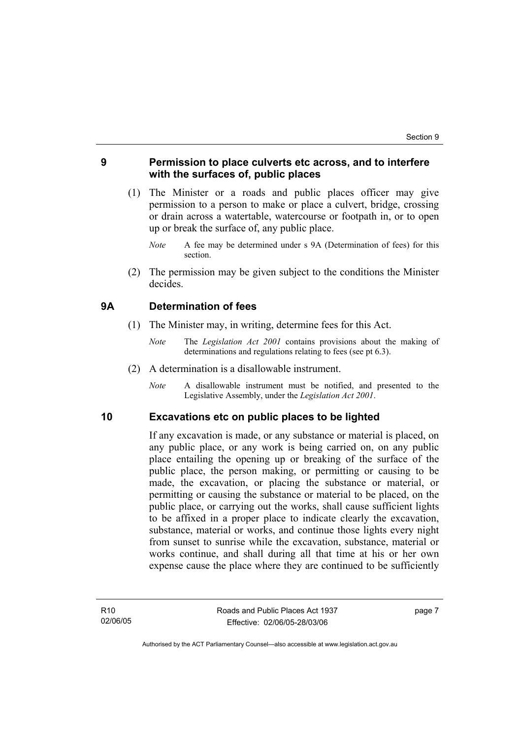## 9 Permission to place culverts etc across, and to interfere with the surfaces of, public places

(1) The Minister or a roads and public places officer may give permission to a person to make or place a culvert, bridge, crossing or drain across a watertable, watercourse or footpath in, or to open up or break the surface of, any public place.

*Note* A fee may be determined under s 9A (Determination of fees) for this section.

(2) The permission may be given subject to the conditions the Minister decides.

## 9A Determination of fees

(1) The Minister may, in writing, determine fees for this Act.

*Note* The *Legislation Act 2001* contains provisions about the making of determinations and regulations relating to fees (see pt 6.3).

(2) A determination is a disallowable instrument.

*Note* A disallowable instrument must be notified, and presented to the Legislative Assembly, under the *Legislation Act 2001*.

## 10 Excavations etc on public places to be lighted

If any excavation is made, or any substance or material is placed, on any public place, or any work is being carried on, on any public place entailing the opening up or breaking of the surface of the public place, the person making, or permitting or causing to be made, the excavation, or placing the substance or material, or permitting or causing the substance or material to be placed, on the public place, or carrying out the works, shall cause sufficient lights to be affixed in a proper place to indicate clearly the excavation, substance, material or works, and continue those lights every night from sunset to sunrise while the excavation, substance, material or works continue, and shall during all that time at his or her own expense cause the place where they are continued to be sufficiently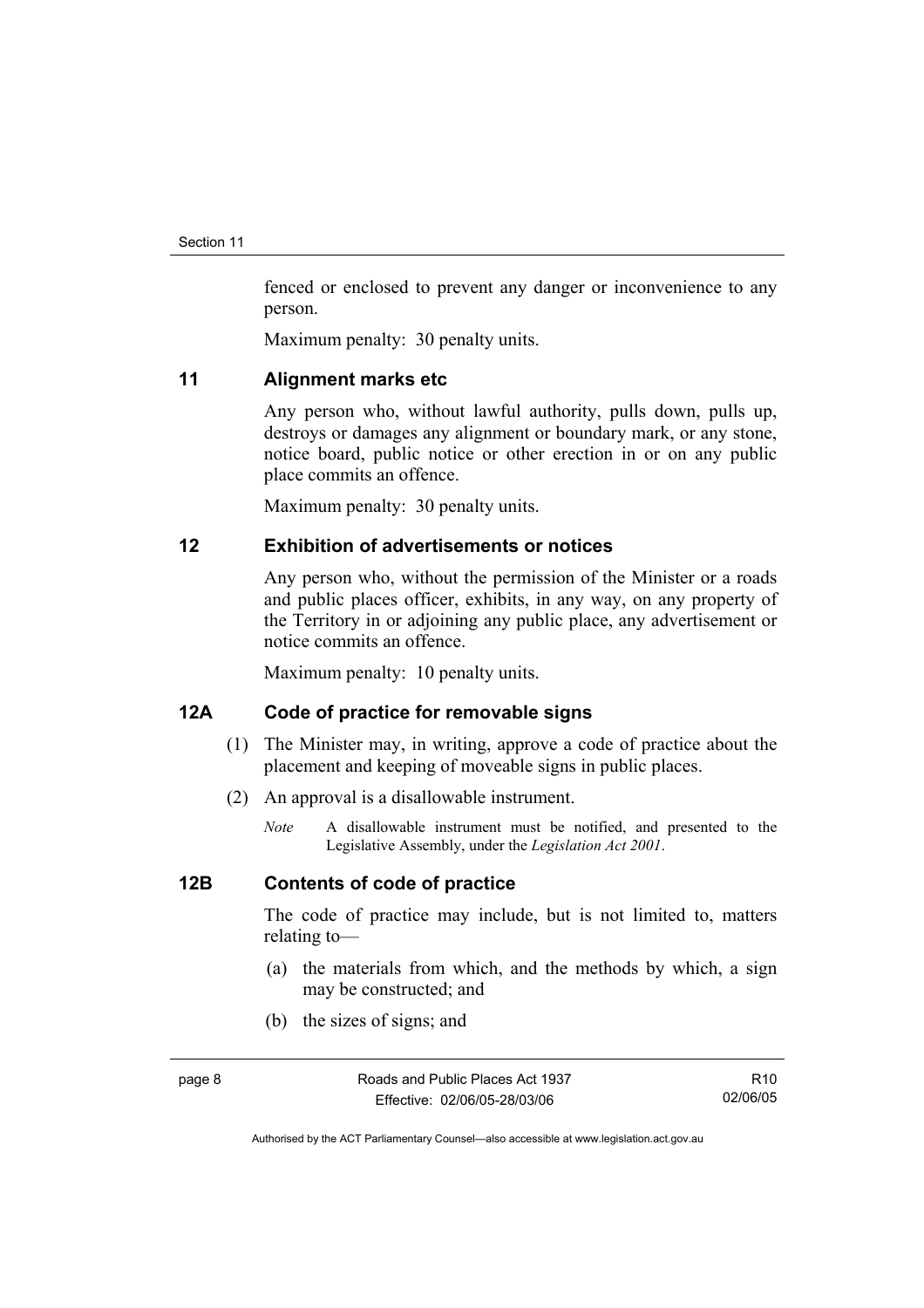fenced or enclosed to prevent any danger or inconvenience to any person.

Maximum penalty: 30 penalty units.

## 11 Alignment marks etc

Any person who, without lawful authority, pulls down, pulls up, destroys or damages any alignment or boundary mark, or any stone, notice board, public notice or other erection in or on any public place commits an offence.

Maximum penalty: 30 penalty units.

## 12 Exhibition of advertisements or notices

Any person who, without the permission of the Minister or a roads and public places officer, exhibits, in any way, on any property of the Territory in or adjoining any public place, any advertisement or notice commits an offence.

Maximum penalty: 10 penalty units.

## 12A Code of practice for removable signs

(1) The Minister may, in writing, approve a code of practice about the placement and keeping of moveable signs in public places.

(2) An approval is a disallowable instrument.

*Note* A disallowable instrument must be notified, and presented to the Legislative Assembly, under the *Legislation Act 2001*.

## 12B Contents of code of practice

The code of practice may include, but is not limited to, matters relating to—

(a) the materials from which, and the methods by which, a sign may be constructed; and

(b) the sizes of signs; and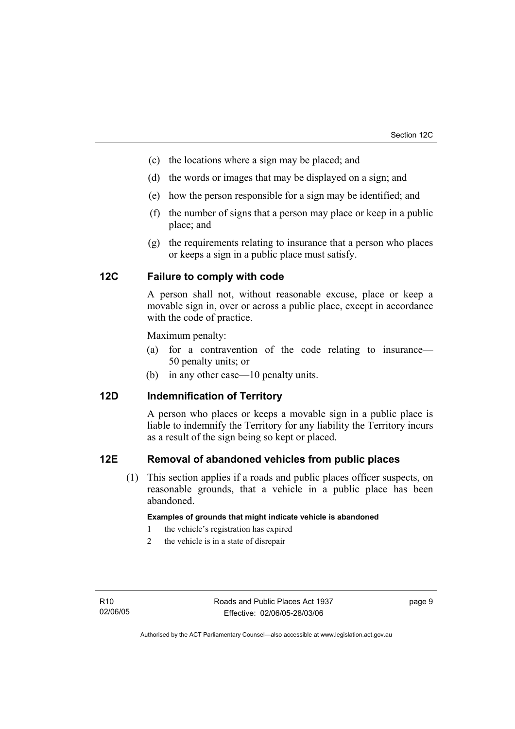(c) the locations where a sign may be placed; and

(d) the words or images that may be displayed on a sign; and

(e) how the person responsible for a sign may be identified; and

(f) the number of signs that a person may place or keep in a public place; and

(g) the requirements relating to insurance that a person who places or keeps a sign in a public place must satisfy.

## 12C Failure to comply with code

A person shall not, without reasonable excuse, place or keep a movable sign in, over or across a public place, except in accordance with the code of practice.

Maximum penalty:

(a) for a contravention of the code relating to insurance—50 penalty units; or

(b) in any other case—10 penalty units.

## 12D Indemnification of Territory

A person who places or keeps a movable sign in a public place is liable to indemnify the Territory for any liability the Territory incurs as a result of the sign being so kept or placed.

## 12E Removal of abandoned vehicles from public places

(1) This section applies if a roads and public places officer suspects, on reasonable grounds, that a vehicle in a public place has been abandoned.

**Examples of grounds that might indicate vehicle is abandoned**

1 the vehicle's registration has expired

2 the vehicle is in a state of disrepair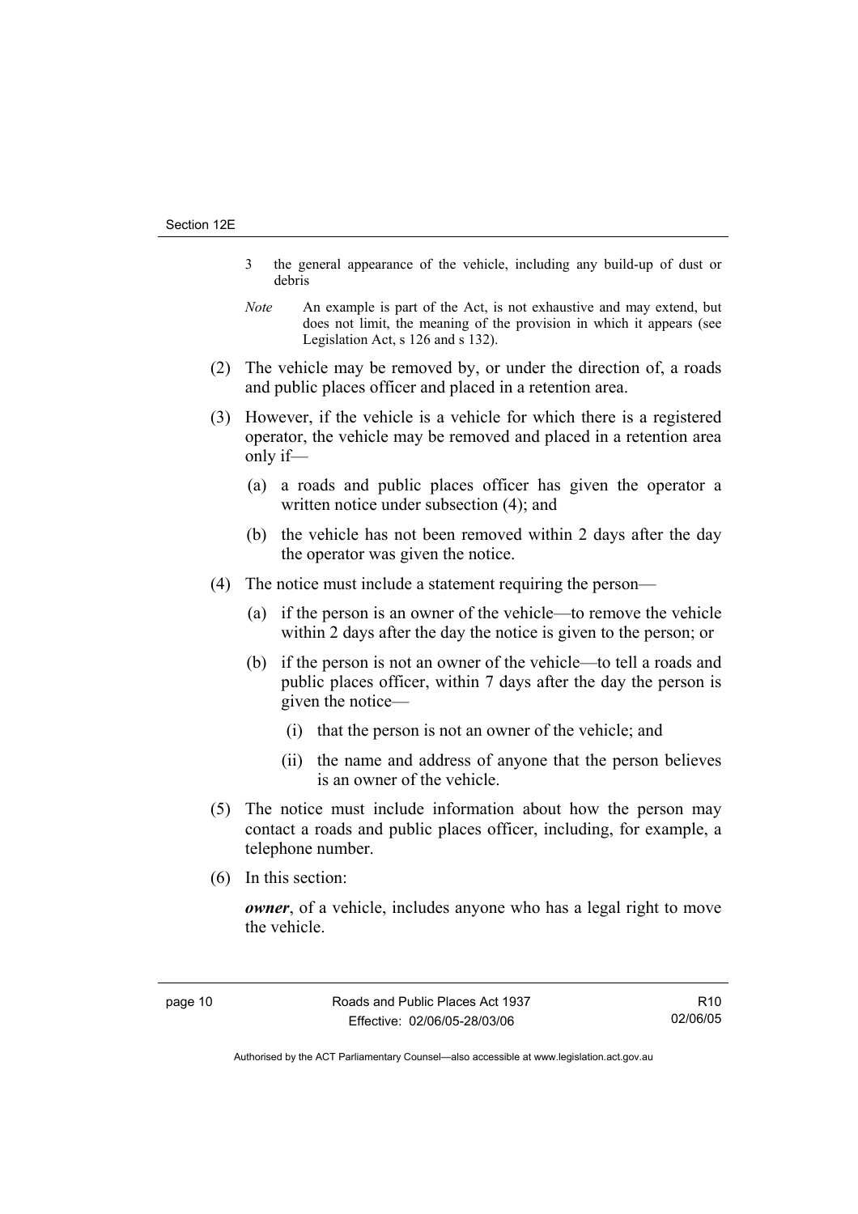3 the general appearance of the vehicle, including any build-up of dust or debris

*Note* An example is part of the Act, is not exhaustive and may extend, but does not limit, the meaning of the provision in which it appears (see Legislation Act, s 126 and s 132).

(2) The vehicle may be removed by, or under the direction of, a roads and public places officer and placed in a retention area.

(3) However, if the vehicle is a vehicle for which there is a registered operator, the vehicle may be removed and placed in a retention area only if—

(a) a roads and public places officer has given the operator a written notice under subsection (4); and

(b) the vehicle has not been removed within 2 days after the day the operator was given the notice.

(4) The notice must include a statement requiring the person—

(a) if the person is an owner of the vehicle—to remove the vehicle within 2 days after the day the notice is given to the person; or

(b) if the person is not an owner of the vehicle—to tell a roads and public places officer, within 7 days after the day the person is given the notice—

(i) that the person is not an owner of the vehicle; and

(ii) the name and address of anyone that the person believes is an owner of the vehicle.

(5) The notice must include information about how the person may contact a roads and public places officer, including, for example, a telephone number.

(6) In this section:

***owner***, of a vehicle, includes anyone who has a legal right to move the vehicle.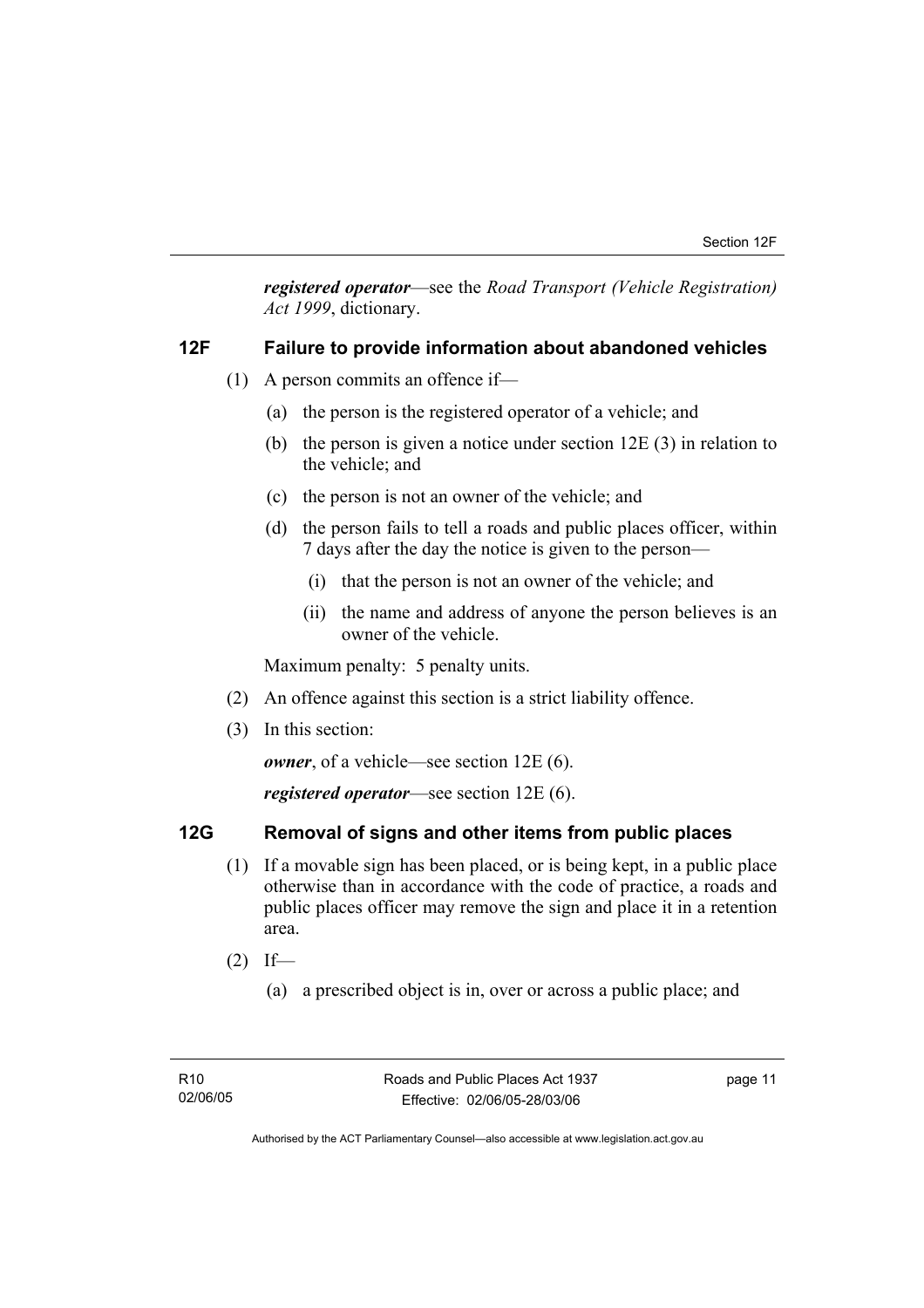***registered operator***—see the *Road Transport (Vehicle Registration) Act 1999*, dictionary.

## 12F Failure to provide information about abandoned vehicles

(1) A person commits an offence if—

(a) the person is the registered operator of a vehicle; and

(b) the person is given a notice under section 12E (3) in relation to the vehicle; and

(c) the person is not an owner of the vehicle; and

(d) the person fails to tell a roads and public places officer, within 7 days after the day the notice is given to the person—

(i) that the person is not an owner of the vehicle; and

(ii) the name and address of anyone the person believes is an owner of the vehicle.

Maximum penalty: 5 penalty units.

(2) An offence against this section is a strict liability offence.

(3) In this section:

***owner***, of a vehicle—see section 12E (6).

***registered operator***—see section 12E (6).

## 12G Removal of signs and other items from public places

(1) If a movable sign has been placed, or is being kept, in a public place otherwise than in accordance with the code of practice, a roads and public places officer may remove the sign and place it in a retention area.

(2) If—

(a) a prescribed object is in, over or across a public place; and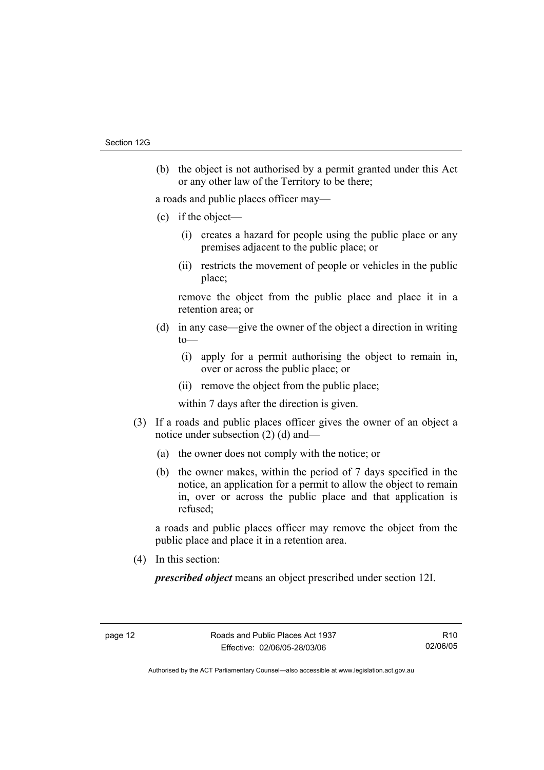(b) the object is not authorised by a permit granted under this Act or any other law of the Territory to be there;

a roads and public places officer may—

(c) if the object—

(i) creates a hazard for people using the public place or any premises adjacent to the public place; or

(ii) restricts the movement of people or vehicles in the public place;

remove the object from the public place and place it in a retention area; or

(d) in any case—give the owner of the object a direction in writing to—

(i) apply for a permit authorising the object to remain in, over or across the public place; or

(ii) remove the object from the public place;

within 7 days after the direction is given.

(3) If a roads and public places officer gives the owner of an object a notice under subsection (2) (d) and—

(a) the owner does not comply with the notice; or

(b) the owner makes, within the period of 7 days specified in the notice, an application for a permit to allow the object to remain in, over or across the public place and that application is refused;

a roads and public places officer may remove the object from the public place and place it in a retention area.

(4) In this section:

***prescribed object*** means an object prescribed under section 12I.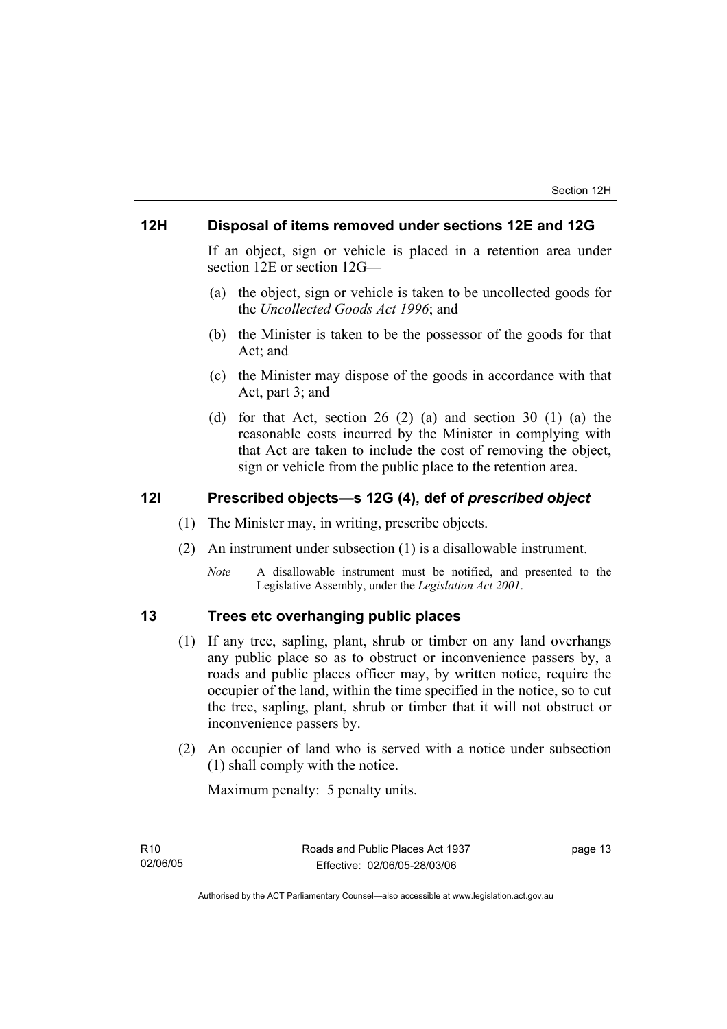### 12H Disposal of items removed under sections 12E and 12G

If an object, sign or vehicle is placed in a retention area under section 12E or section 12G—

(a) the object, sign or vehicle is taken to be uncollected goods for the *Uncollected Goods Act 1996*; and

(b) the Minister is taken to be the possessor of the goods for that Act; and

(c) the Minister may dispose of the goods in accordance with that Act, part 3; and

(d) for that Act, section 26 (2) (a) and section 30 (1) (a) the reasonable costs incurred by the Minister in complying with that Act are taken to include the cost of removing the object, sign or vehicle from the public place to the retention area.

### 12I Prescribed objects—s 12G (4), def of *prescribed object*

(1) The Minister may, in writing, prescribe objects.

(2) An instrument under subsection (1) is a disallowable instrument.

*Note* A disallowable instrument must be notified, and presented to the Legislative Assembly, under the *Legislation Act 2001*.

### 13 Trees etc overhanging public places

(1) If any tree, sapling, plant, shrub or timber on any land overhangs any public place so as to obstruct or inconvenience passers by, a roads and public places officer may, by written notice, require the occupier of the land, within the time specified in the notice, so to cut the tree, sapling, plant, shrub or timber that it will not obstruct or inconvenience passers by.

(2) An occupier of land who is served with a notice under subsection (1) shall comply with the notice.

Maximum penalty: 5 penalty units.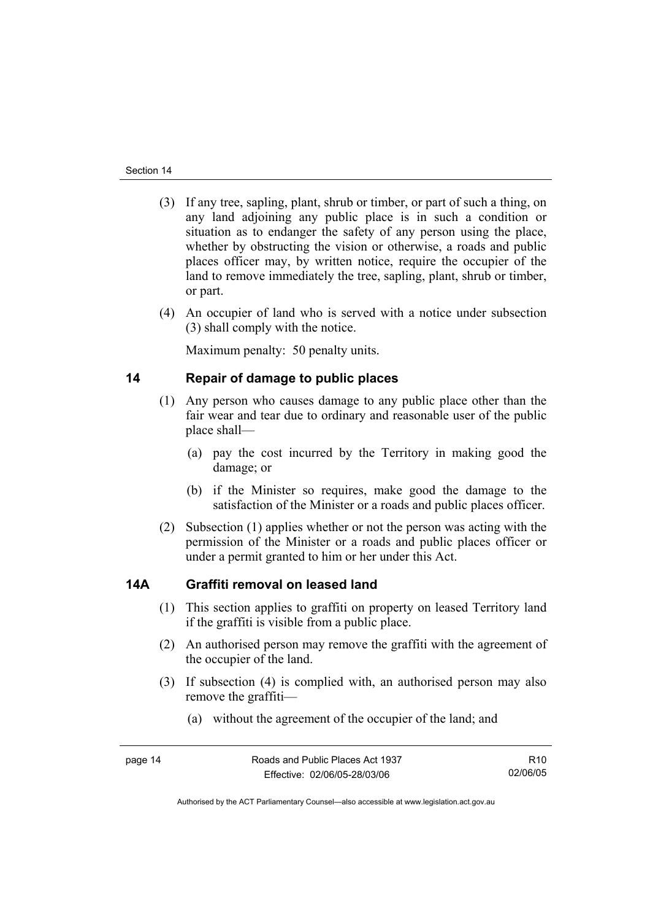(3) If any tree, sapling, plant, shrub or timber, or part of such a thing, on any land adjoining any public place is in such a condition or situation as to endanger the safety of any person using the place, whether by obstructing the vision or otherwise, a roads and public places officer may, by written notice, require the occupier of the land to remove immediately the tree, sapling, plant, shrub or timber, or part.

(4) An occupier of land who is served with a notice under subsection (3) shall comply with the notice.

Maximum penalty: 50 penalty units.

## 14 Repair of damage to public places

(1) Any person who causes damage to any public place other than the fair wear and tear due to ordinary and reasonable user of the public place shall—

(a) pay the cost incurred by the Territory in making good the damage; or

(b) if the Minister so requires, make good the damage to the satisfaction of the Minister or a roads and public places officer.

(2) Subsection (1) applies whether or not the person was acting with the permission of the Minister or a roads and public places officer or under a permit granted to him or her under this Act.

## 14A Graffiti removal on leased land

(1) This section applies to graffiti on property on leased Territory land if the graffiti is visible from a public place.

(2) An authorised person may remove the graffiti with the agreement of the occupier of the land.

(3) If subsection (4) is complied with, an authorised person may also remove the graffiti—

(a) without the agreement of the occupier of the land; and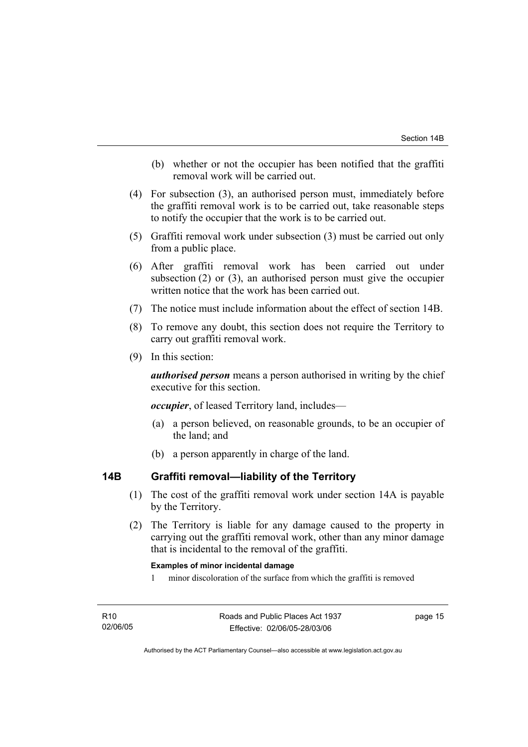(b) whether or not the occupier has been notified that the graffiti removal work will be carried out.

(4) For subsection (3), an authorised person must, immediately before the graffiti removal work is to be carried out, take reasonable steps to notify the occupier that the work is to be carried out.

(5) Graffiti removal work under subsection (3) must be carried out only from a public place.

(6) After graffiti removal work has been carried out under subsection (2) or (3), an authorised person must give the occupier written notice that the work has been carried out.

(7) The notice must include information about the effect of section 14B.

(8) To remove any doubt, this section does not require the Territory to carry out graffiti removal work.

(9) In this section:

***authorised person*** means a person authorised in writing by the chief executive for this section.

***occupier***, of leased Territory land, includes—

(a) a person believed, on reasonable grounds, to be an occupier of the land; and

(b) a person apparently in charge of the land.

## 14B Graffiti removal—liability of the Territory

(1) The cost of the graffiti removal work under section 14A is payable by the Territory.

(2) The Territory is liable for any damage caused to the property in carrying out the graffiti removal work, other than any minor damage that is incidental to the removal of the graffiti.

**Examples of minor incidental damage**

1 minor discoloration of the surface from which the graffiti is removed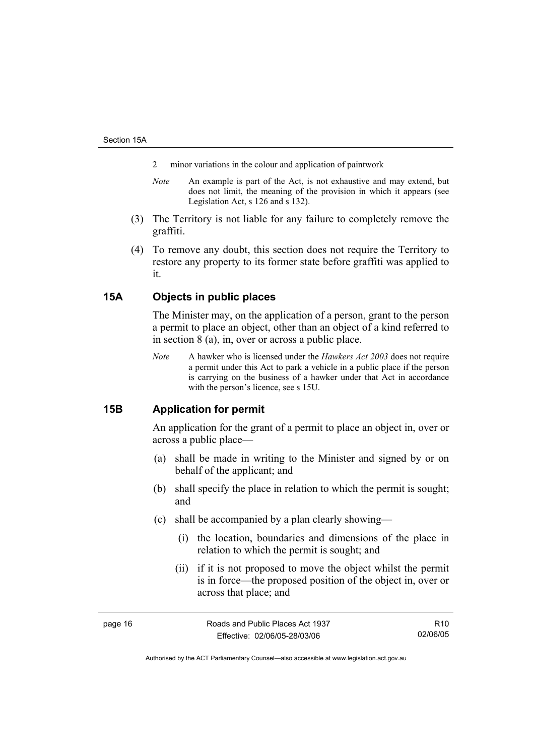2 minor variations in the colour and application of paintwork

*Note* An example is part of the Act, is not exhaustive and may extend, but does not limit, the meaning of the provision in which it appears (see Legislation Act, s 126 and s 132).

(3) The Territory is not liable for any failure to completely remove the graffiti.

(4) To remove any doubt, this section does not require the Territory to restore any property to its former state before graffiti was applied to it.

## 15A Objects in public places

The Minister may, on the application of a person, grant to the person a permit to place an object, other than an object of a kind referred to in section 8 (a), in, over or across a public place.

*Note* A hawker who is licensed under the *Hawkers Act 2003* does not require a permit under this Act to park a vehicle in a public place if the person is carrying on the business of a hawker under that Act in accordance with the person's licence, see s 15U.

## 15B Application for permit

An application for the grant of a permit to place an object in, over or across a public place—

(a) shall be made in writing to the Minister and signed by or on behalf of the applicant; and

(b) shall specify the place in relation to which the permit is sought; and

(c) shall be accompanied by a plan clearly showing—

(i) the location, boundaries and dimensions of the place in relation to which the permit is sought; and

(ii) if it is not proposed to move the object whilst the permit is in force—the proposed position of the object in, over or across that place; and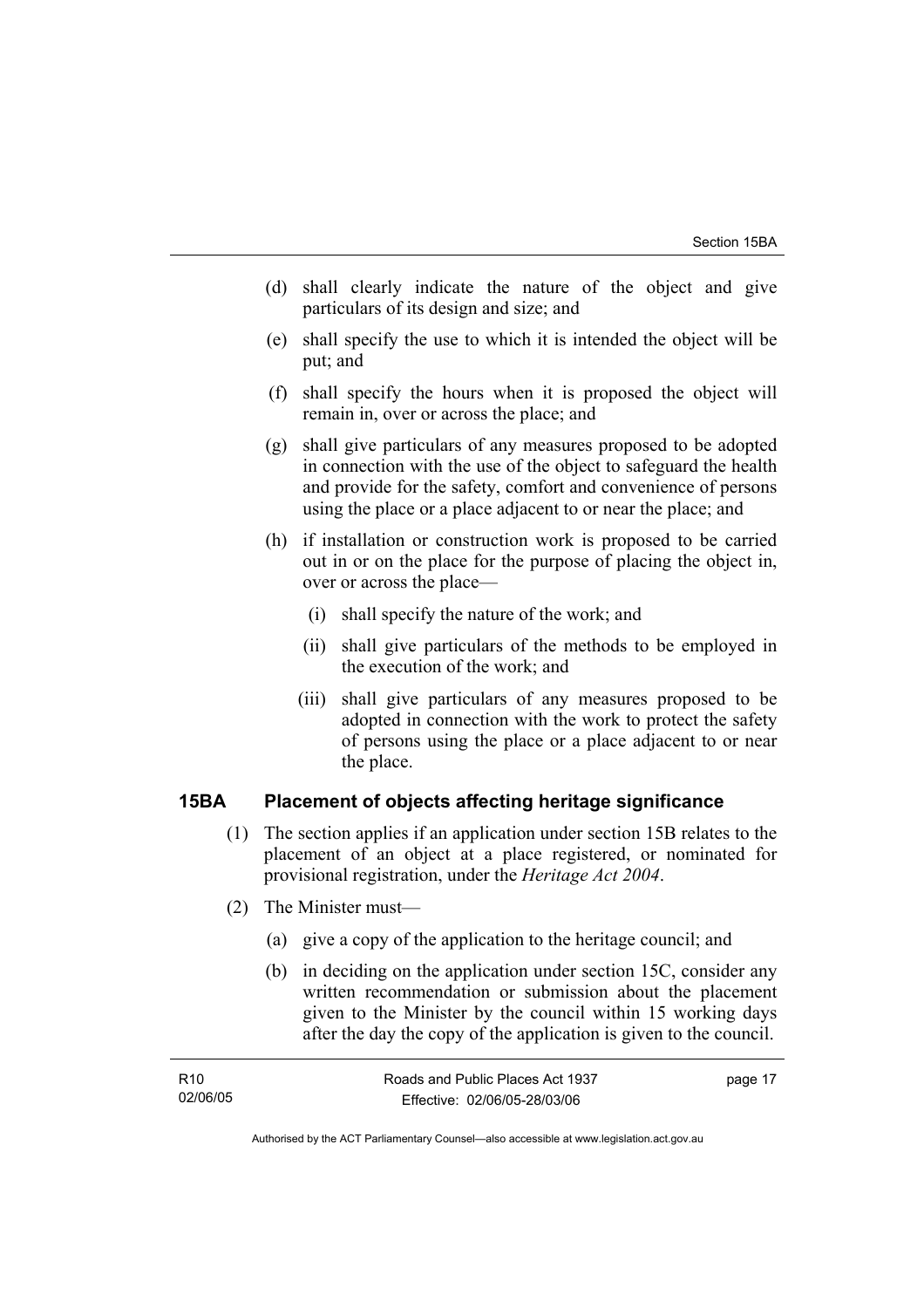(d) shall clearly indicate the nature of the object and give particulars of its design and size; and

(e) shall specify the use to which it is intended the object will be put; and

(f) shall specify the hours when it is proposed the object will remain in, over or across the place; and

(g) shall give particulars of any measures proposed to be adopted in connection with the use of the object to safeguard the health and provide for the safety, comfort and convenience of persons using the place or a place adjacent to or near the place; and

(h) if installation or construction work is proposed to be carried out in or on the place for the purpose of placing the object in, over or across the place—

(i) shall specify the nature of the work; and

(ii) shall give particulars of the methods to be employed in the execution of the work; and

(iii) shall give particulars of any measures proposed to be adopted in connection with the work to protect the safety of persons using the place or a place adjacent to or near the place.

### 15BA Placement of objects affecting heritage significance

(1) The section applies if an application under section 15B relates to the placement of an object at a place registered, or nominated for provisional registration, under the *Heritage Act 2004*.

(2) The Minister must—

(a) give a copy of the application to the heritage council; and

(b) in deciding on the application under section 15C, consider any written recommendation or submission about the placement given to the Minister by the council within 15 working days after the day the copy of the application is given to the council.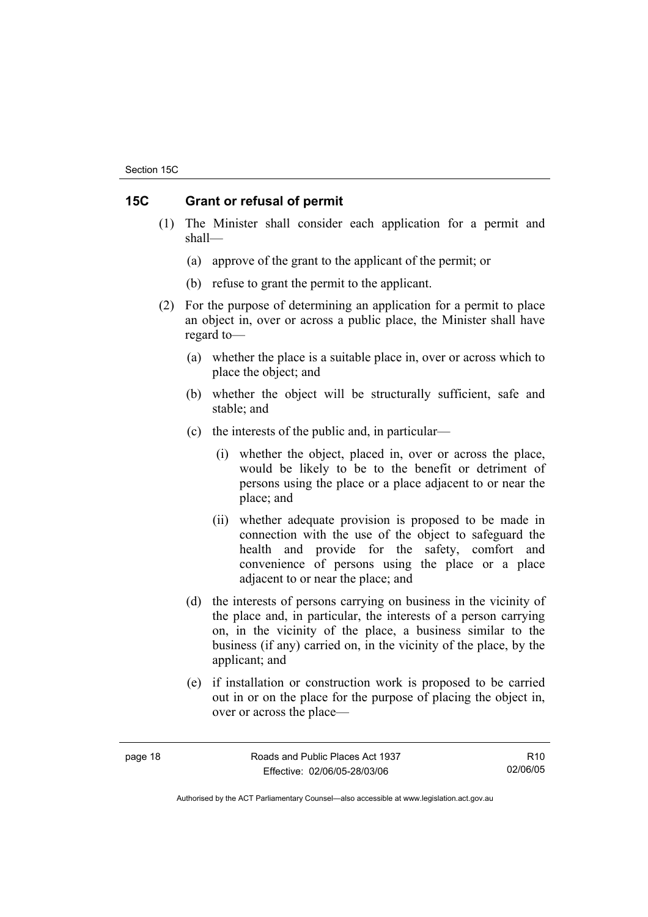## 15C Grant or refusal of permit

(1) The Minister shall consider each application for a permit and shall—

(a) approve of the grant to the applicant of the permit; or

(b) refuse to grant the permit to the applicant.

(2) For the purpose of determining an application for a permit to place an object in, over or across a public place, the Minister shall have regard to—

(a) whether the place is a suitable place in, over or across which to place the object; and

(b) whether the object will be structurally sufficient, safe and stable; and

(c) the interests of the public and, in particular—

(i) whether the object, placed in, over or across the place, would be likely to be to the benefit or detriment of persons using the place or a place adjacent to or near the place; and

(ii) whether adequate provision is proposed to be made in connection with the use of the object to safeguard the health and provide for the safety, comfort and convenience of persons using the place or a place adjacent to or near the place; and

(d) the interests of persons carrying on business in the vicinity of the place and, in particular, the interests of a person carrying on, in the vicinity of the place, a business similar to the business (if any) carried on, in the vicinity of the place, by the applicant; and

(e) if installation or construction work is proposed to be carried out in or on the place for the purpose of placing the object in, over or across the place—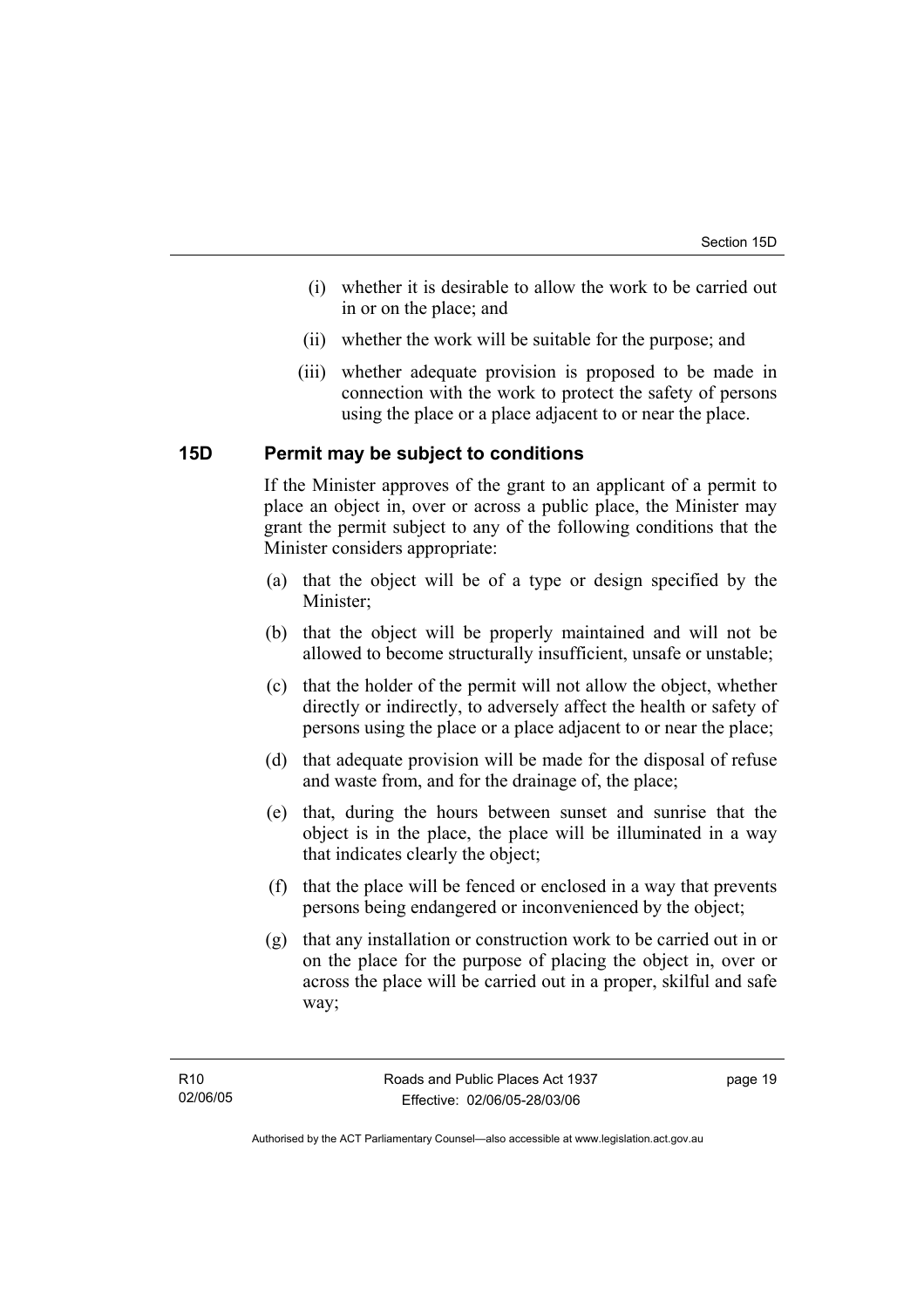(i) whether it is desirable to allow the work to be carried out in or on the place; and

(ii) whether the work will be suitable for the purpose; and

(iii) whether adequate provision is proposed to be made in connection with the work to protect the safety of persons using the place or a place adjacent to or near the place.

## 15D Permit may be subject to conditions

If the Minister approves of the grant to an applicant of a permit to place an object in, over or across a public place, the Minister may grant the permit subject to any of the following conditions that the Minister considers appropriate:

(a) that the object will be of a type or design specified by the Minister;

(b) that the object will be properly maintained and will not be allowed to become structurally insufficient, unsafe or unstable;

(c) that the holder of the permit will not allow the object, whether directly or indirectly, to adversely affect the health or safety of persons using the place or a place adjacent to or near the place;

(d) that adequate provision will be made for the disposal of refuse and waste from, and for the drainage of, the place;

(e) that, during the hours between sunset and sunrise that the object is in the place, the place will be illuminated in a way that indicates clearly the object;

(f) that the place will be fenced or enclosed in a way that prevents persons being endangered or inconvenienced by the object;

(g) that any installation or construction work to be carried out in or on the place for the purpose of placing the object in, over or across the place will be carried out in a proper, skilful and safe way;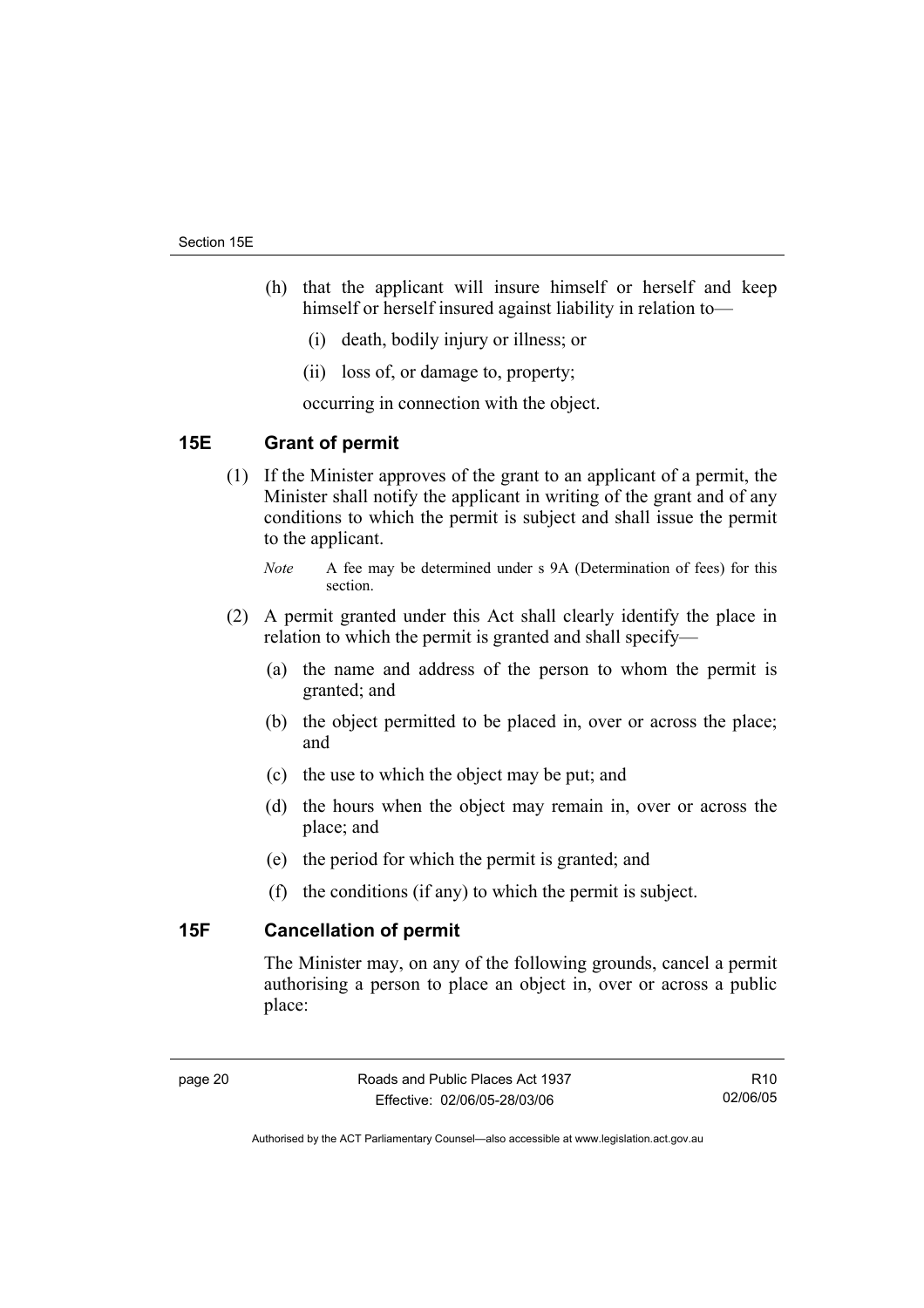(h) that the applicant will insure himself or herself and keep himself or herself insured against liability in relation to—

   (i) death, bodily injury or illness; or

   (ii) loss of, or damage to, property;

   occurring in connection with the object.

## 15E Grant of permit

(1) If the Minister approves of the grant to an applicant of a permit, the Minister shall notify the applicant in writing of the grant and of any conditions to which the permit is subject and shall issue the permit to the applicant.

*Note* A fee may be determined under s 9A (Determination of fees) for this section.

(2) A permit granted under this Act shall clearly identify the place in relation to which the permit is granted and shall specify—

   (a) the name and address of the person to whom the permit is granted; and

   (b) the object permitted to be placed in, over or across the place; and

   (c) the use to which the object may be put; and

   (d) the hours when the object may remain in, over or across the place; and

   (e) the period for which the permit is granted; and

   (f) the conditions (if any) to which the permit is subject.

## 15F Cancellation of permit

The Minister may, on any of the following grounds, cancel a permit authorising a person to place an object in, over or across a public place: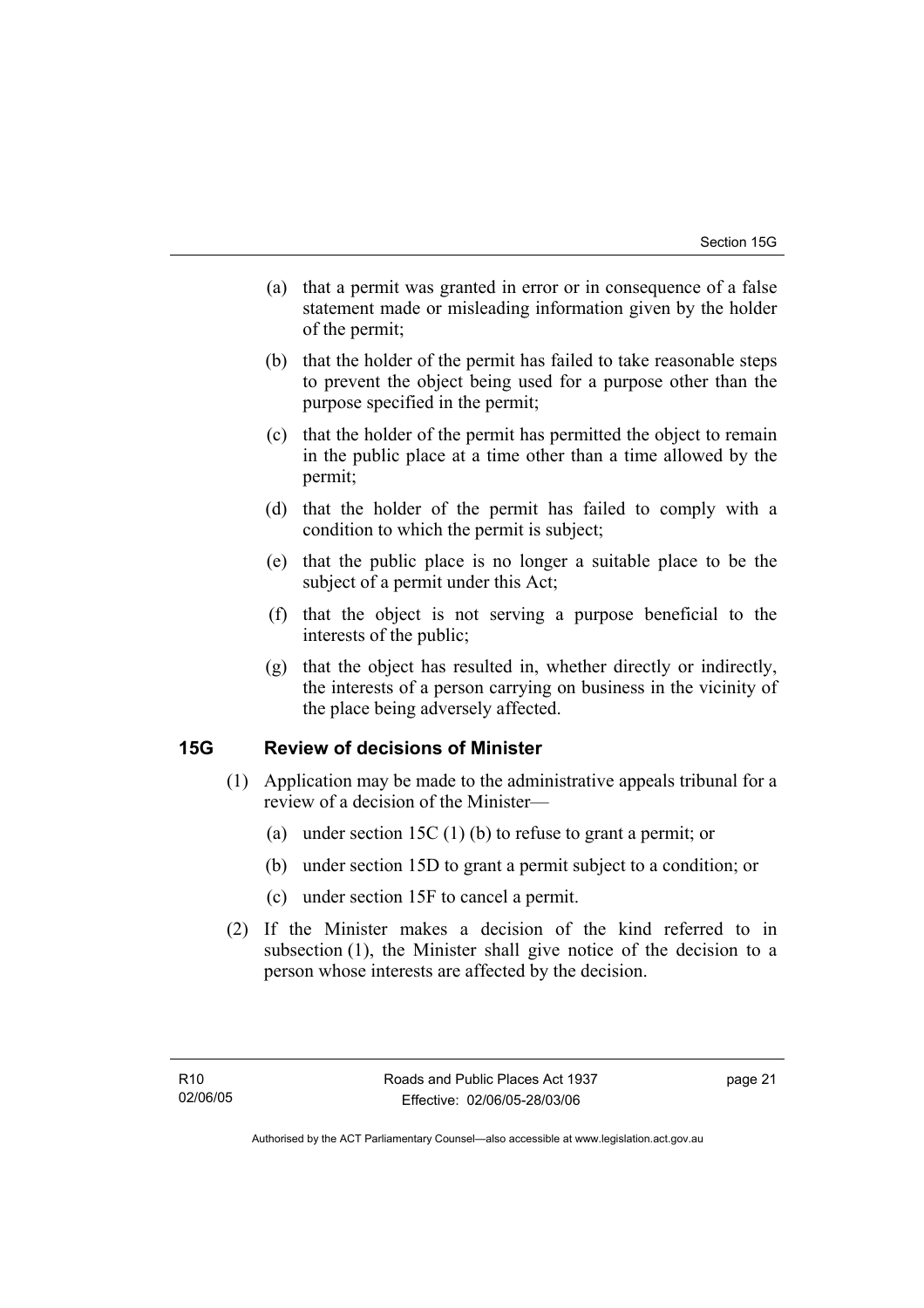(a) that a permit was granted in error or in consequence of a false statement made or misleading information given by the holder of the permit;

(b) that the holder of the permit has failed to take reasonable steps to prevent the object being used for a purpose other than the purpose specified in the permit;

(c) that the holder of the permit has permitted the object to remain in the public place at a time other than a time allowed by the permit;

(d) that the holder of the permit has failed to comply with a condition to which the permit is subject;

(e) that the public place is no longer a suitable place to be the subject of a permit under this Act;

(f) that the object is not serving a purpose beneficial to the interests of the public;

(g) that the object has resulted in, whether directly or indirectly, the interests of a person carrying on business in the vicinity of the place being adversely affected.

## 15G Review of decisions of Minister

(1) Application may be made to the administrative appeals tribunal for a review of a decision of the Minister—

(a) under section 15C (1) (b) to refuse to grant a permit; or

(b) under section 15D to grant a permit subject to a condition; or

(c) under section 15F to cancel a permit.

(2) If the Minister makes a decision of the kind referred to in subsection (1), the Minister shall give notice of the decision to a person whose interests are affected by the decision.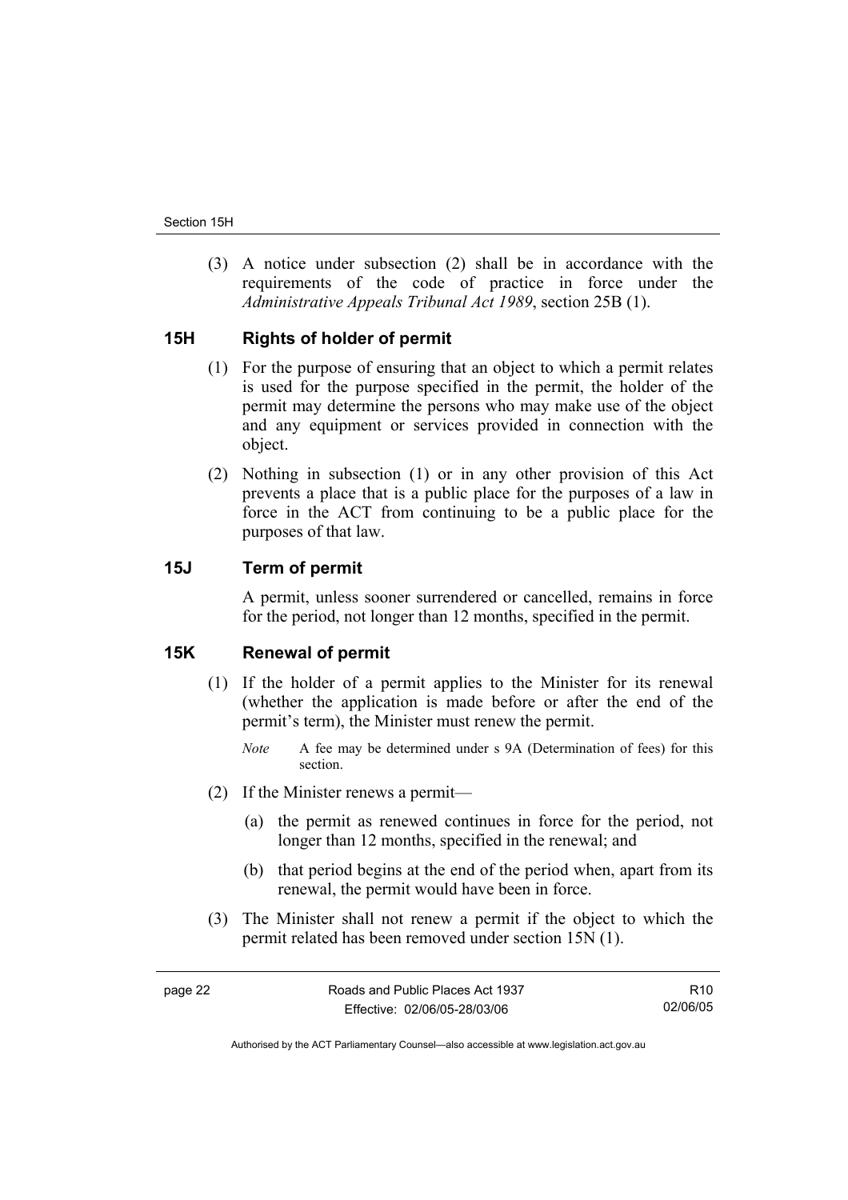(3) A notice under subsection (2) shall be in accordance with the requirements of the code of practice in force under the *Administrative Appeals Tribunal Act 1989*, section 25B (1).

## 15H Rights of holder of permit

(1) For the purpose of ensuring that an object to which a permit relates is used for the purpose specified in the permit, the holder of the permit may determine the persons who may make use of the object and any equipment or services provided in connection with the object.

(2) Nothing in subsection (1) or in any other provision of this Act prevents a place that is a public place for the purposes of a law in force in the ACT from continuing to be a public place for the purposes of that law.

## 15J Term of permit

A permit, unless sooner surrendered or cancelled, remains in force for the period, not longer than 12 months, specified in the permit.

## 15K Renewal of permit

(1) If the holder of a permit applies to the Minister for its renewal (whether the application is made before or after the end of the permit's term), the Minister must renew the permit.

*Note* A fee may be determined under s 9A (Determination of fees) for this section.

(2) If the Minister renews a permit—

(a) the permit as renewed continues in force for the period, not longer than 12 months, specified in the renewal; and

(b) that period begins at the end of the period when, apart from its renewal, the permit would have been in force.

(3) The Minister shall not renew a permit if the object to which the permit related has been removed under section 15N (1).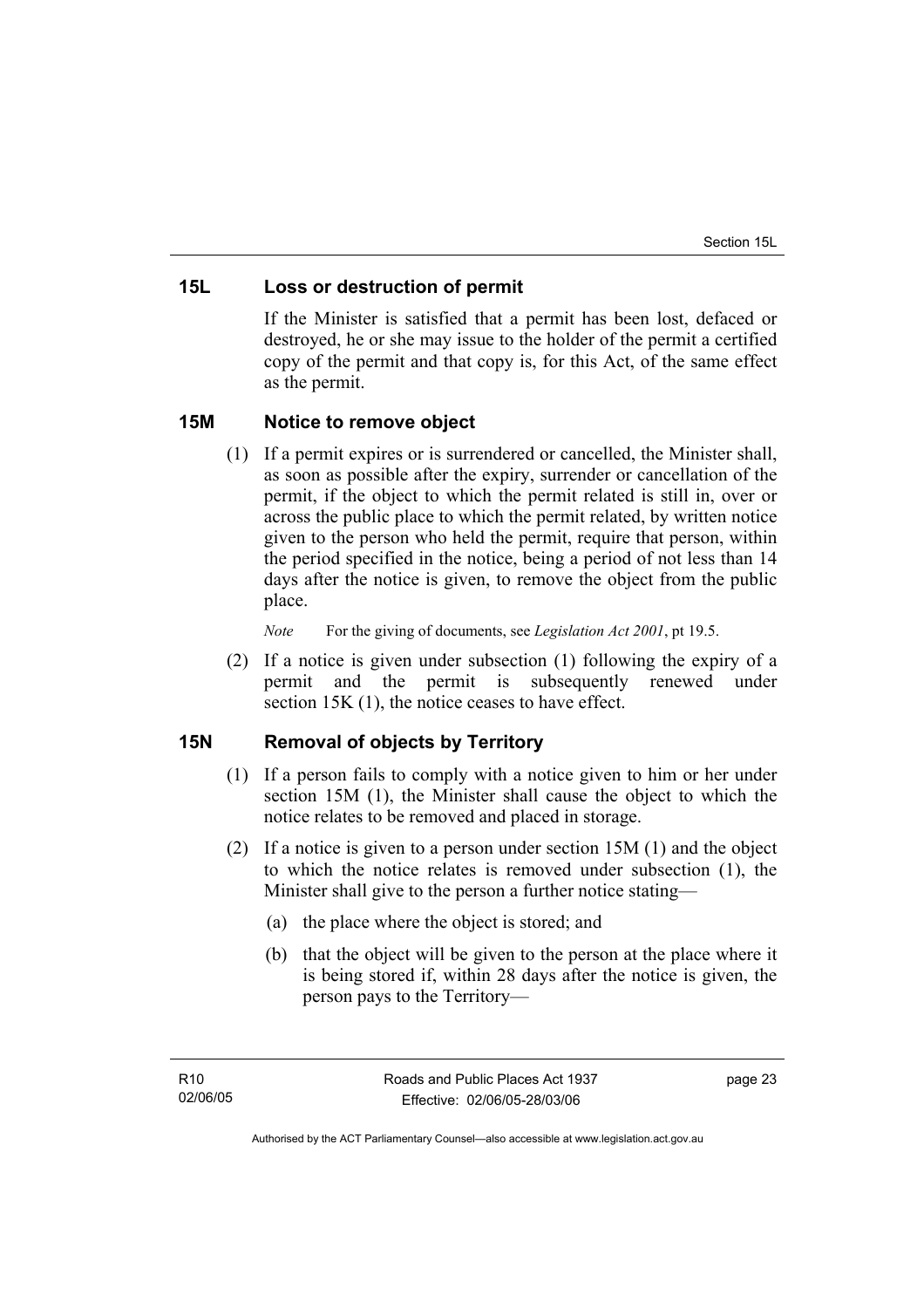### 15L Loss or destruction of permit

If the Minister is satisfied that a permit has been lost, defaced or destroyed, he or she may issue to the holder of the permit a certified copy of the permit and that copy is, for this Act, of the same effect as the permit.

### 15M Notice to remove object

(1) If a permit expires or is surrendered or cancelled, the Minister shall, as soon as possible after the expiry, surrender or cancellation of the permit, if the object to which the permit related is still in, over or across the public place to which the permit related, by written notice given to the person who held the permit, require that person, within the period specified in the notice, being a period of not less than 14 days after the notice is given, to remove the object from the public place.

*Note* For the giving of documents, see *Legislation Act 2001*, pt 19.5.

(2) If a notice is given under subsection (1) following the expiry of a permit and the permit is subsequently renewed under section 15K (1), the notice ceases to have effect.

### 15N Removal of objects by Territory

(1) If a person fails to comply with a notice given to him or her under section 15M (1), the Minister shall cause the object to which the notice relates to be removed and placed in storage.

(2) If a notice is given to a person under section 15M (1) and the object to which the notice relates is removed under subsection (1), the Minister shall give to the person a further notice stating—

(a) the place where the object is stored; and

(b) that the object will be given to the person at the place where it is being stored if, within 28 days after the notice is given, the person pays to the Territory—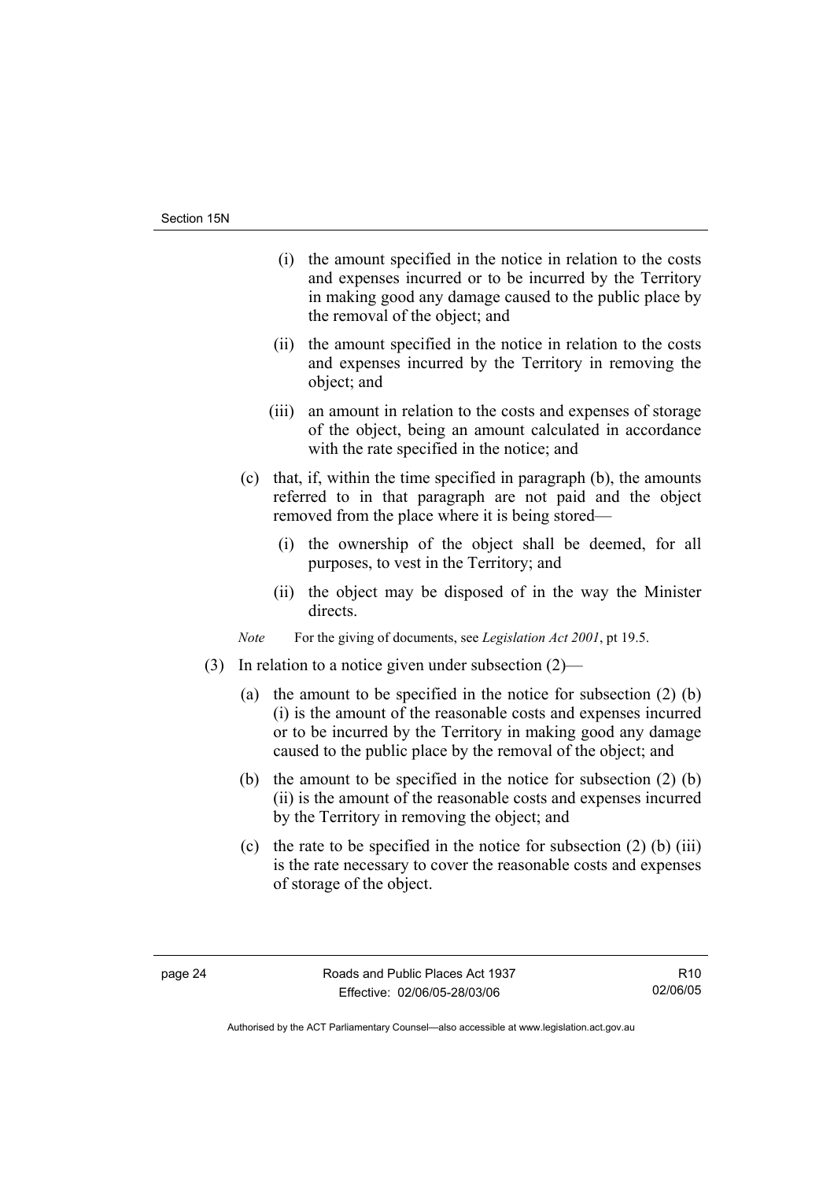(i) the amount specified in the notice in relation to the costs and expenses incurred or to be incurred by the Territory in making good any damage caused to the public place by the removal of the object; and

(ii) the amount specified in the notice in relation to the costs and expenses incurred by the Territory in removing the object; and

(iii) an amount in relation to the costs and expenses of storage of the object, being an amount calculated in accordance with the rate specified in the notice; and

(c) that, if, within the time specified in paragraph (b), the amounts referred to in that paragraph are not paid and the object removed from the place where it is being stored—

(i) the ownership of the object shall be deemed, for all purposes, to vest in the Territory; and

(ii) the object may be disposed of in the way the Minister directs.

*Note* For the giving of documents, see *Legislation Act 2001*, pt 19.5.

(3) In relation to a notice given under subsection (2)—

(a) the amount to be specified in the notice for subsection (2) (b) (i) is the amount of the reasonable costs and expenses incurred or to be incurred by the Territory in making good any damage caused to the public place by the removal of the object; and

(b) the amount to be specified in the notice for subsection (2) (b) (ii) is the amount of the reasonable costs and expenses incurred by the Territory in removing the object; and

(c) the rate to be specified in the notice for subsection (2) (b) (iii) is the rate necessary to cover the reasonable costs and expenses of storage of the object.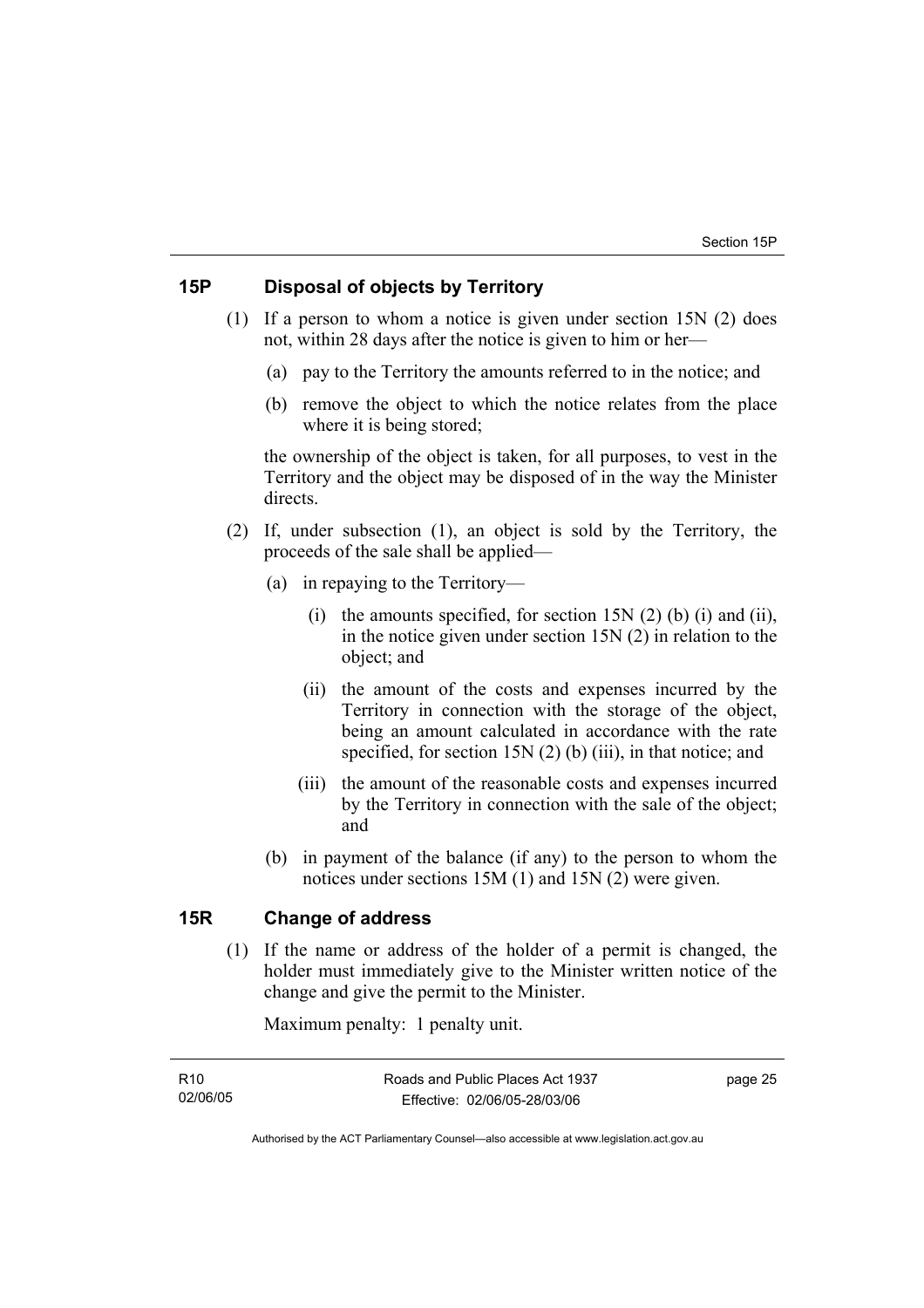## 15P Disposal of objects by Territory

(1) If a person to whom a notice is given under section 15N (2) does not, within 28 days after the notice is given to him or her—

(a) pay to the Territory the amounts referred to in the notice; and

(b) remove the object to which the notice relates from the place where it is being stored;

the ownership of the object is taken, for all purposes, to vest in the Territory and the object may be disposed of in the way the Minister directs.

(2) If, under subsection (1), an object is sold by the Territory, the proceeds of the sale shall be applied—

(a) in repaying to the Territory—

(i) the amounts specified, for section 15N (2) (b) (i) and (ii), in the notice given under section 15N (2) in relation to the object; and

(ii) the amount of the costs and expenses incurred by the Territory in connection with the storage of the object, being an amount calculated in accordance with the rate specified, for section 15N (2) (b) (iii), in that notice; and

(iii) the amount of the reasonable costs and expenses incurred by the Territory in connection with the sale of the object; and

(b) in payment of the balance (if any) to the person to whom the notices under sections 15M (1) and 15N (2) were given.

## 15R Change of address

(1) If the name or address of the holder of a permit is changed, the holder must immediately give to the Minister written notice of the change and give the permit to the Minister.

Maximum penalty: 1 penalty unit.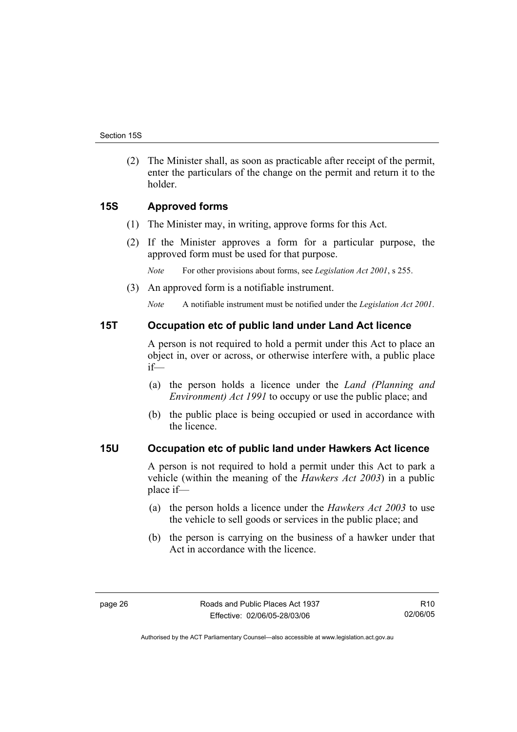(2) The Minister shall, as soon as practicable after receipt of the permit, enter the particulars of the change on the permit and return it to the holder.

## 15S Approved forms

(1) The Minister may, in writing, approve forms for this Act.

(2) If the Minister approves a form for a particular purpose, the approved form must be used for that purpose.

*Note* For other provisions about forms, see *Legislation Act 2001*, s 255.

(3) An approved form is a notifiable instrument.

*Note* A notifiable instrument must be notified under the *Legislation Act 2001*.

## 15T Occupation etc of public land under Land Act licence

A person is not required to hold a permit under this Act to place an object in, over or across, or otherwise interfere with, a public place if—

(a) the person holds a licence under the *Land (Planning and Environment) Act 1991* to occupy or use the public place; and

(b) the public place is being occupied or used in accordance with the licence.

## 15U Occupation etc of public land under Hawkers Act licence

A person is not required to hold a permit under this Act to park a vehicle (within the meaning of the *Hawkers Act 2003*) in a public place if—

(a) the person holds a licence under the *Hawkers Act 2003* to use the vehicle to sell goods or services in the public place; and

(b) the person is carrying on the business of a hawker under that Act in accordance with the licence.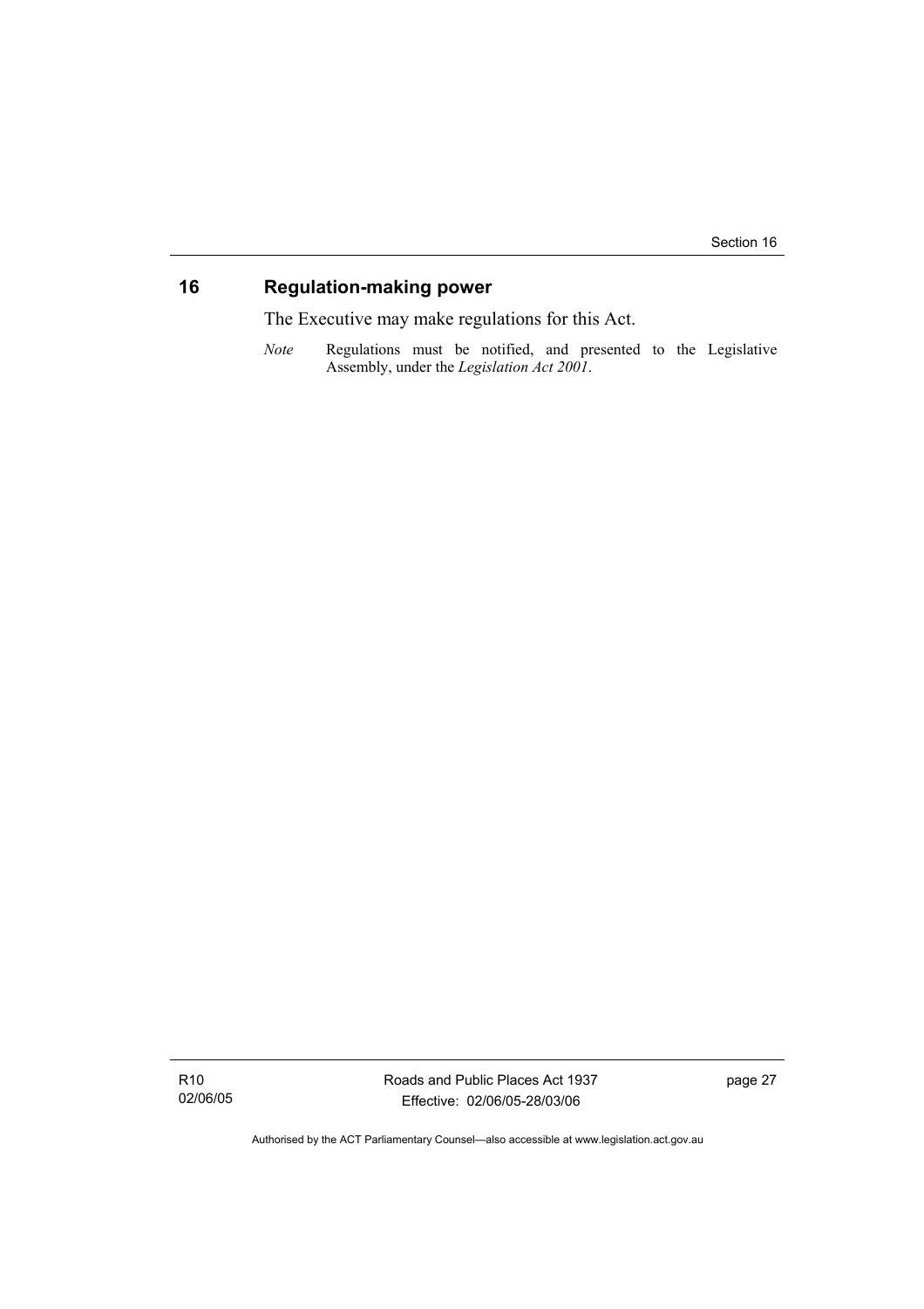## 16 Regulation-making power

The Executive may make regulations for this Act.

*Note* Regulations must be notified, and presented to the Legislative Assembly, under the *Legislation Act 2001*.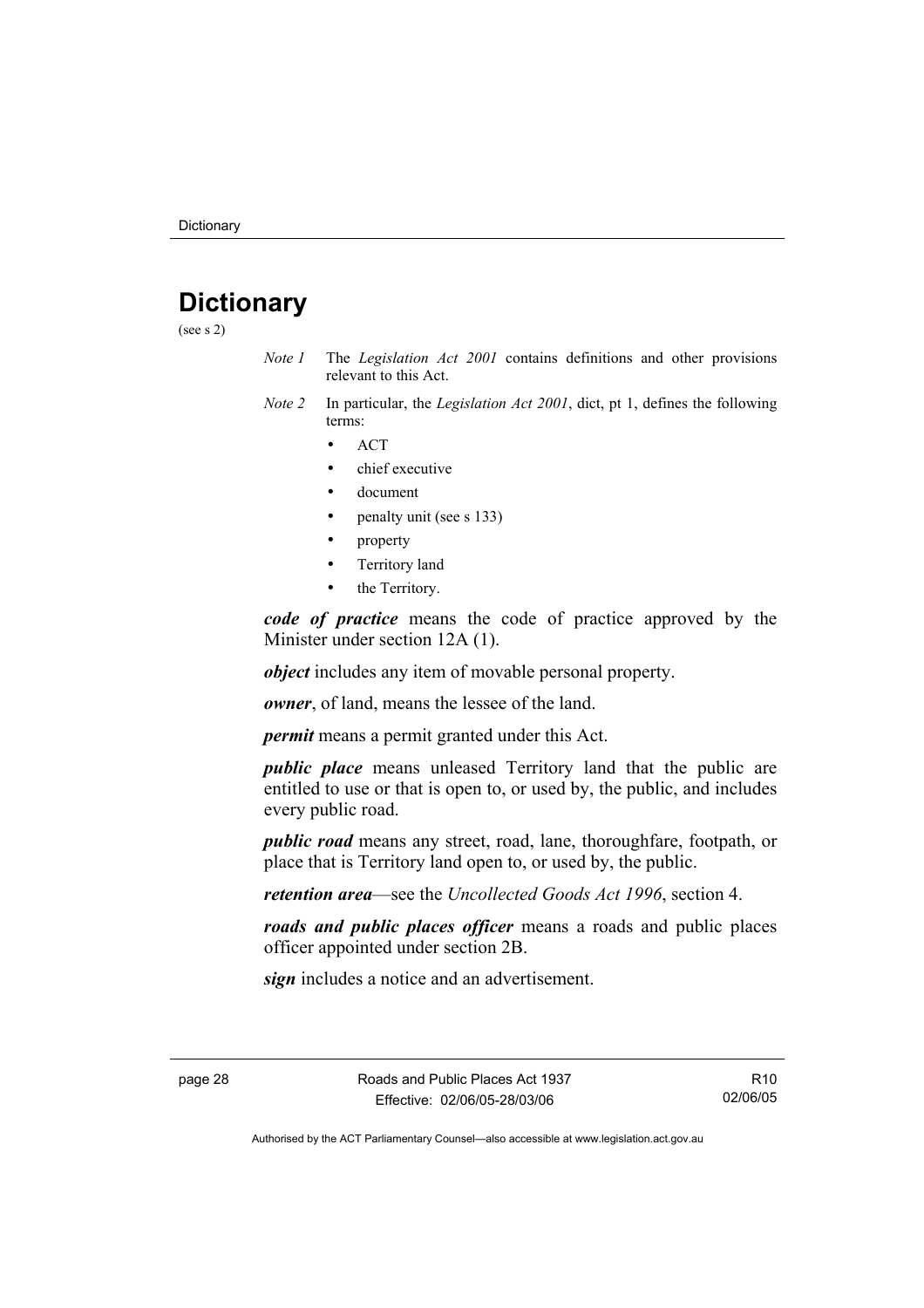# Dictionary

(see s 2)

*Note 1* The *Legislation Act 2001* contains definitions and other provisions relevant to this Act.

*Note 2* In particular, the *Legislation Act 2001*, dict, pt 1, defines the following terms:

- ACT
- chief executive
- document
- penalty unit (see s 133)
- property
- Territory land
- the Territory.

***code of practice*** means the code of practice approved by the Minister under section 12A (1).

***object*** includes any item of movable personal property.

***owner***, of land, means the lessee of the land.

***permit*** means a permit granted under this Act.

***public place*** means unleased Territory land that the public are entitled to use or that is open to, or used by, the public, and includes every public road.

***public road*** means any street, road, lane, thoroughfare, footpath, or place that is Territory land open to, or used by, the public.

***retention area***—see the *Uncollected Goods Act 1996*, section 4.

***roads and public places officer*** means a roads and public places officer appointed under section 2B.

***sign*** includes a notice and an advertisement.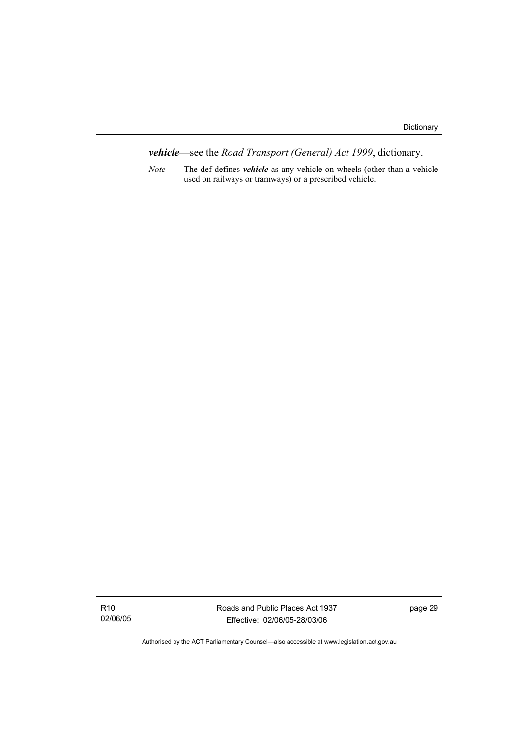***vehicle***—see the *Road Transport (General) Act 1999*, dictionary.

*Note* The def defines ***vehicle*** as any vehicle on wheels (other than a vehicle used on railways or tramways) or a prescribed vehicle.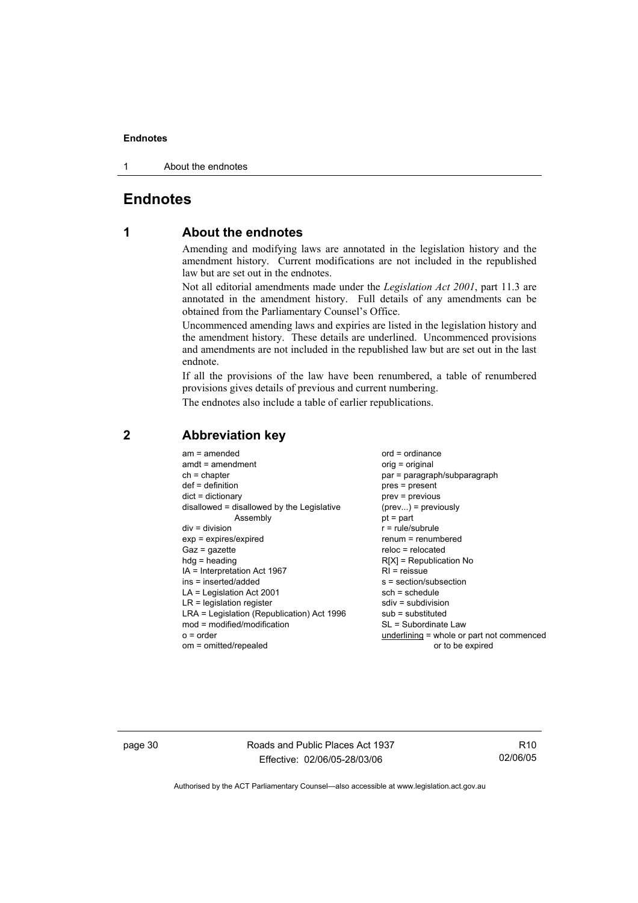# Endnotes

## 1 About the endnotes

Amending and modifying laws are annotated in the legislation history and the amendment history. Current modifications are not included in the republished law but are set out in the endnotes.

Not all editorial amendments made under the *Legislation Act 2001*, part 11.3 are annotated in the amendment history. Full details of any amendments can be obtained from the Parliamentary Counsel's Office.

Uncommenced amending laws and expiries are listed in the legislation history and the amendment history. These details are underlined. Uncommenced provisions and amendments are not included in the republished law but are set out in the last endnote.

If all the provisions of the law have been renumbered, a table of renumbered provisions gives details of previous and current numbering.

The endnotes also include a table of earlier republications.

## 2 Abbreviation key

am = amended
amdt = amendment
ch = chapter
def = definition
dict = dictionary
disallowed = disallowed by the Legislative Assembly
div = division
exp = expires/expired
Gaz = gazette
hdg = heading
IA = Interpretation Act 1967
ins = inserted/added
LA = Legislation Act 2001
LR = legislation register
LRA = Legislation (Republication) Act 1996
mod = modified/modification
o = order
om = omitted/repealed
ord = ordinance
orig = original
par = paragraph/subparagraph
pres = present
prev = previous
(prev...) = previously
pt = part
r = rule/subrule
renum = renumbered
reloc = relocated
R[X] = Republication No
RI = reissue
s = section/subsection
sch = schedule
sdiv = subdivision
sub = substituted
SL = Subordinate Law
underlining = whole or part not commenced or to be expired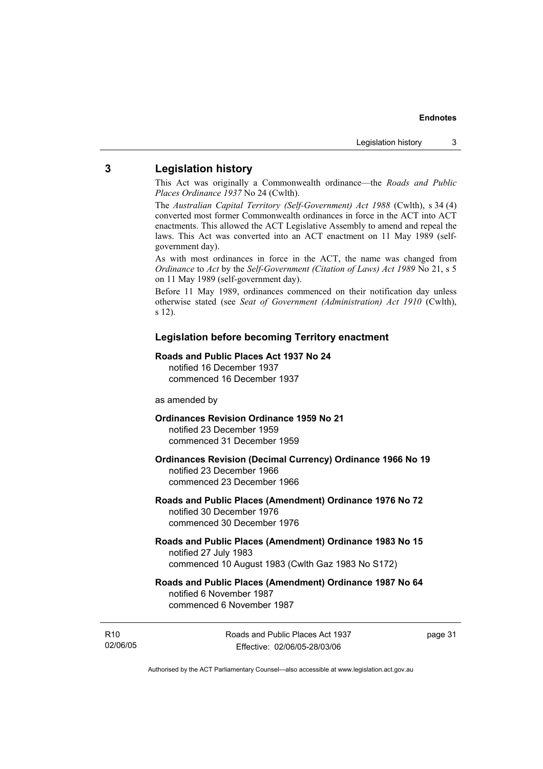## 3 Legislation history

This Act was originally a Commonwealth ordinance—the *Roads and Public Places Ordinance 1937* No 24 (Cwlth).

The *Australian Capital Territory (Self-Government) Act 1988* (Cwlth), s 34 (4) converted most former Commonwealth ordinances in force in the ACT into ACT enactments. This allowed the ACT Legislative Assembly to amend and repeal the laws. This Act was converted into an ACT enactment on 11 May 1989 (self-government day).

As with most ordinances in force in the ACT, the name was changed from *Ordinance* to *Act* by the *Self-Government (Citation of Laws) Act 1989* No 21, s 5 on 11 May 1989 (self-government day).

Before 11 May 1989, ordinances commenced on their notification day unless otherwise stated (see *Seat of Government (Administration) Act 1910* (Cwlth), s 12).

### Legislation before becoming Territory enactment

**Roads and Public Places Act 1937 No 24**
notified 16 December 1937
commenced 16 December 1937

as amended by

**Ordinances Revision Ordinance 1959 No 21**
notified 23 December 1959
commenced 31 December 1959

**Ordinances Revision (Decimal Currency) Ordinance 1966 No 19**
notified 23 December 1966
commenced 23 December 1966

**Roads and Public Places (Amendment) Ordinance 1976 No 72**
notified 30 December 1976
commenced 30 December 1976

**Roads and Public Places (Amendment) Ordinance 1983 No 15**
notified 27 July 1983
commenced 10 August 1983 (Cwlth Gaz 1983 No S172)

**Roads and Public Places (Amendment) Ordinance 1987 No 64**
notified 6 November 1987
commenced 6 November 1987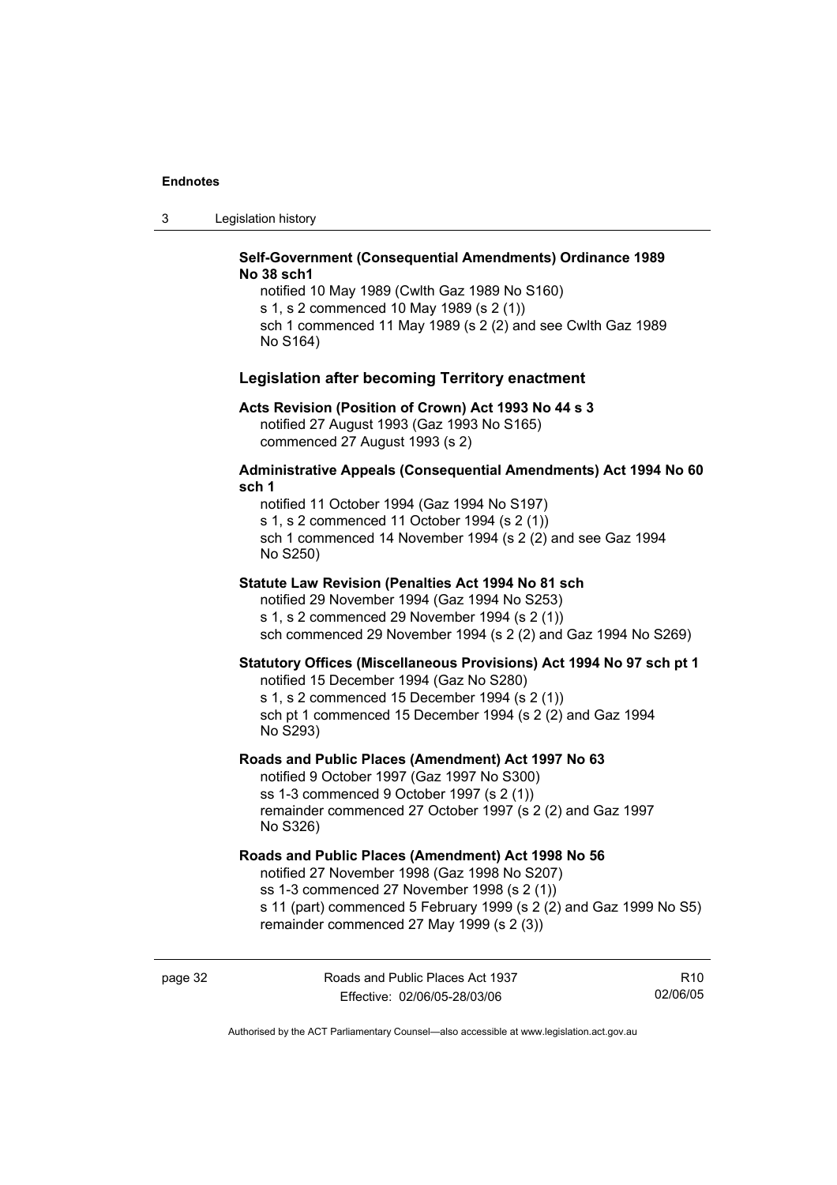**Self-Government (Consequential Amendments) Ordinance 1989 No 38 sch1**

notified 10 May 1989 (Cwlth Gaz 1989 No S160)
s 1, s 2 commenced 10 May 1989 (s 2 (1))
sch 1 commenced 11 May 1989 (s 2 (2) and see Cwlth Gaz 1989 No S164)

### Legislation after becoming Territory enactment

**Acts Revision (Position of Crown) Act 1993 No 44 s 3**

notified 27 August 1993 (Gaz 1993 No S165)
commenced 27 August 1993 (s 2)

**Administrative Appeals (Consequential Amendments) Act 1994 No 60 sch 1**

notified 11 October 1994 (Gaz 1994 No S197)
s 1, s 2 commenced 11 October 1994 (s 2 (1))
sch 1 commenced 14 November 1994 (s 2 (2) and see Gaz 1994 No S250)

**Statute Law Revision (Penalties Act 1994 No 81 sch**

notified 29 November 1994 (Gaz 1994 No S253)
s 1, s 2 commenced 29 November 1994 (s 2 (1))
sch commenced 29 November 1994 (s 2 (2) and Gaz 1994 No S269)

**Statutory Offices (Miscellaneous Provisions) Act 1994 No 97 sch pt 1**

notified 15 December 1994 (Gaz No S280)
s 1, s 2 commenced 15 December 1994 (s 2 (1))
sch pt 1 commenced 15 December 1994 (s 2 (2) and Gaz 1994 No S293)

**Roads and Public Places (Amendment) Act 1997 No 63**

notified 9 October 1997 (Gaz 1997 No S300)
ss 1-3 commenced 9 October 1997 (s 2 (1))
remainder commenced 27 October 1997 (s 2 (2) and Gaz 1997 No S326)

**Roads and Public Places (Amendment) Act 1998 No 56**

notified 27 November 1998 (Gaz 1998 No S207)
ss 1-3 commenced 27 November 1998 (s 2 (1))
s 11 (part) commenced 5 February 1999 (s 2 (2) and Gaz 1999 No S5)
remainder commenced 27 May 1999 (s 2 (3))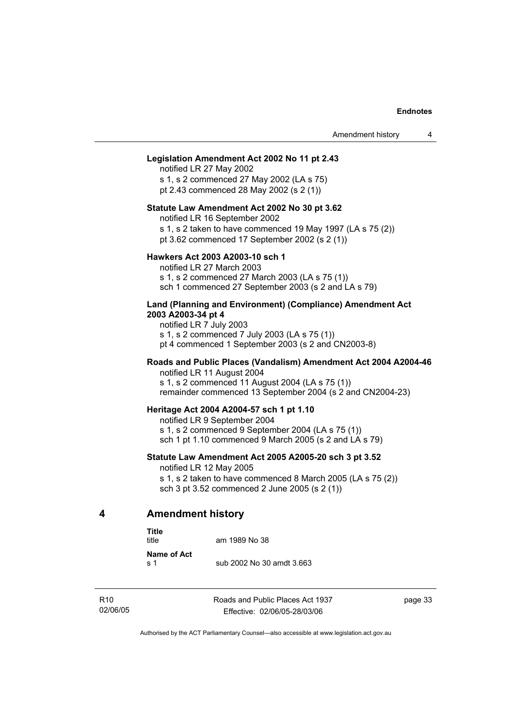**Legislation Amendment Act 2002 No 11 pt 2.43**

notified LR 27 May 2002
s 1, s 2 commenced 27 May 2002 (LA s 75)
pt 2.43 commenced 28 May 2002 (s 2 (1))

**Statute Law Amendment Act 2002 No 30 pt 3.62**

notified LR 16 September 2002
s 1, s 2 taken to have commenced 19 May 1997 (LA s 75 (2))
pt 3.62 commenced 17 September 2002 (s 2 (1))

**Hawkers Act 2003 A2003-10 sch 1**

notified LR 27 March 2003
s 1, s 2 commenced 27 March 2003 (LA s 75 (1))
sch 1 commenced 27 September 2003 (s 2 and LA s 79)

**Land (Planning and Environment) (Compliance) Amendment Act 2003 A2003-34 pt 4**

notified LR 7 July 2003
s 1, s 2 commenced 7 July 2003 (LA s 75 (1))
pt 4 commenced 1 September 2003 (s 2 and CN2003-8)

**Roads and Public Places (Vandalism) Amendment Act 2004 A2004-46**

notified LR 11 August 2004
s 1, s 2 commenced 11 August 2004 (LA s 75 (1))
remainder commenced 13 September 2004 (s 2 and CN2004-23)

**Heritage Act 2004 A2004-57 sch 1 pt 1.10**

notified LR 9 September 2004
s 1, s 2 commenced 9 September 2004 (LA s 75 (1))
sch 1 pt 1.10 commenced 9 March 2005 (s 2 and LA s 79)

**Statute Law Amendment Act 2005 A2005-20 sch 3 pt 3.52**

notified LR 12 May 2005
s 1, s 2 taken to have commenced 8 March 2005 (LA s 75 (2))
sch 3 pt 3.52 commenced 2 June 2005 (s 2 (1))

## 4 Amendment history

**Title**
title am 1989 No 38

**Name of Act**
s 1 sub 2002 No 30 amdt 3.663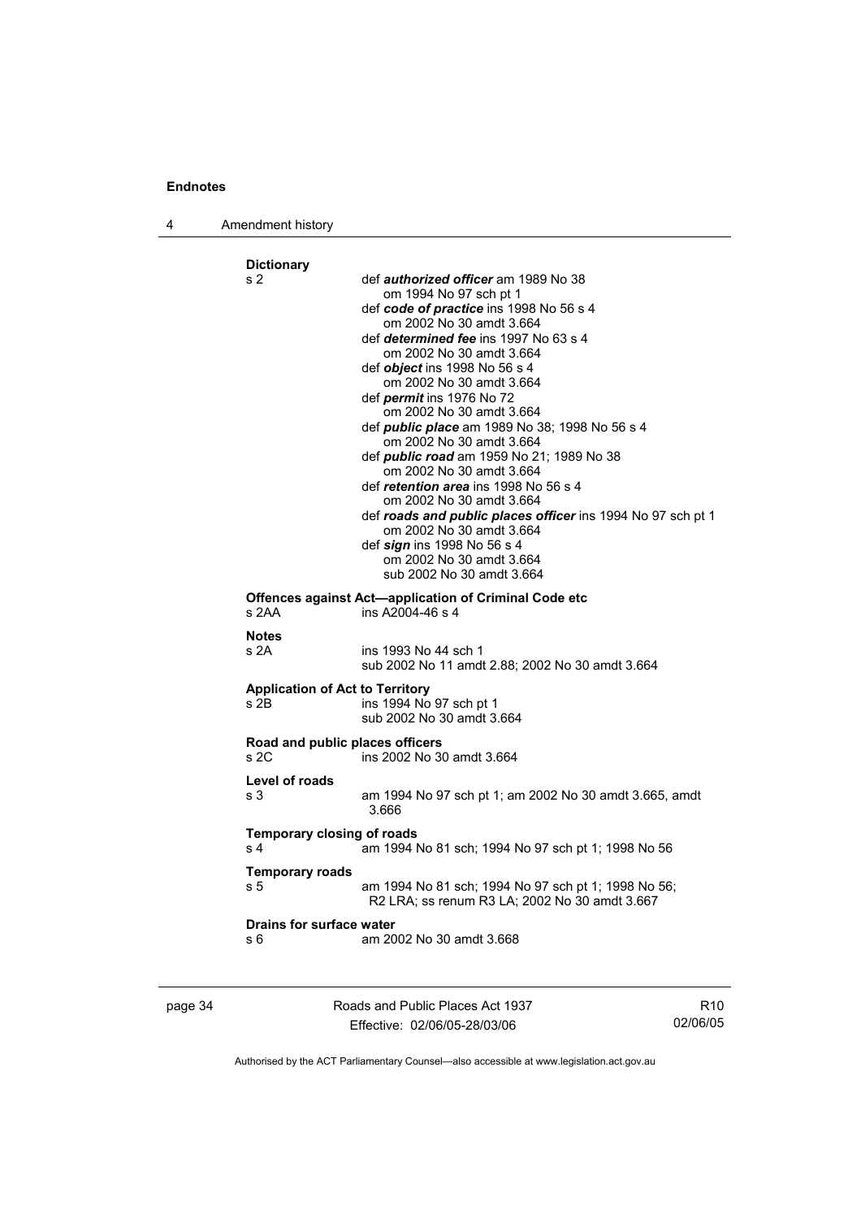**Dictionary**

s 2 def ***authorized officer*** am 1989 No 38
om 1994 No 97 sch pt 1
def ***code of practice*** ins 1998 No 56 s 4
om 2002 No 30 amdt 3.664
def ***determined fee*** ins 1997 No 63 s 4
om 2002 No 30 amdt 3.664
def ***object*** ins 1998 No 56 s 4
om 2002 No 30 amdt 3.664
def ***permit*** ins 1976 No 72
om 2002 No 30 amdt 3.664
def ***public place*** am 1989 No 38; 1998 No 56 s 4
om 2002 No 30 amdt 3.664
def ***public road*** am 1959 No 21; 1989 No 38
om 2002 No 30 amdt 3.664
def ***retention area*** ins 1998 No 56 s 4
om 2002 No 30 amdt 3.664
def ***roads and public places officer*** ins 1994 No 97 sch pt 1
om 2002 No 30 amdt 3.664
def ***sign*** ins 1998 No 56 s 4
om 2002 No 30 amdt 3.664
sub 2002 No 30 amdt 3.664

**Offences against Act—application of Criminal Code etc**

s 2AA ins A2004-46 s 4

**Notes**

s 2A ins 1993 No 44 sch 1
sub 2002 No 11 amdt 2.88; 2002 No 30 amdt 3.664

**Application of Act to Territory**

s 2B ins 1994 No 97 sch pt 1
sub 2002 No 30 amdt 3.664

**Road and public places officers**

s 2C ins 2002 No 30 amdt 3.664

**Level of roads**

s 3 am 1994 No 97 sch pt 1; am 2002 No 30 amdt 3.665, amdt 3.666

**Temporary closing of roads**

s 4 am 1994 No 81 sch; 1994 No 97 sch pt 1; 1998 No 56

**Temporary roads**

s 5 am 1994 No 81 sch; 1994 No 97 sch pt 1; 1998 No 56; R2 LRA; ss renum R3 LA; 2002 No 30 amdt 3.667

**Drains for surface water**

s 6 am 2002 No 30 amdt 3.668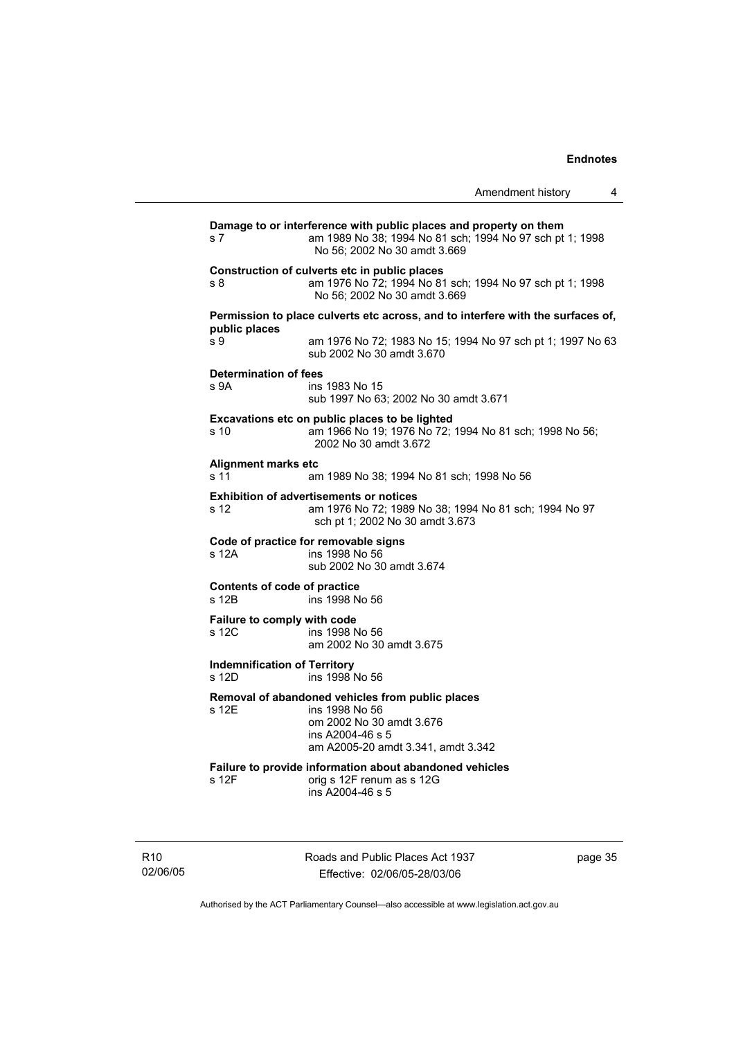**Damage to or interference with public places and property on them**

s 7 — am 1989 No 38; 1994 No 81 sch; 1994 No 97 sch pt 1; 1998 No 56; 2002 No 30 amdt 3.669

**Construction of culverts etc in public places**

s 8 — am 1976 No 72; 1994 No 81 sch; 1994 No 97 sch pt 1; 1998 No 56; 2002 No 30 amdt 3.669

**Permission to place culverts etc across, and to interfere with the surfaces of, public places**

s 9 — am 1976 No 72; 1983 No 15; 1994 No 97 sch pt 1; 1997 No 63
sub 2002 No 30 amdt 3.670

**Determination of fees**

s 9A — ins 1983 No 15
sub 1997 No 63; 2002 No 30 amdt 3.671

**Excavations etc on public places to be lighted**

s 10 — am 1966 No 19; 1976 No 72; 1994 No 81 sch; 1998 No 56; 2002 No 30 amdt 3.672

**Alignment marks etc**

s 11 — am 1989 No 38; 1994 No 81 sch; 1998 No 56

**Exhibition of advertisements or notices**

s 12 — am 1976 No 72; 1989 No 38; 1994 No 81 sch; 1994 No 97 sch pt 1; 2002 No 30 amdt 3.673

**Code of practice for removable signs**

s 12A — ins 1998 No 56
sub 2002 No 30 amdt 3.674

**Contents of code of practice**

s 12B — ins 1998 No 56

**Failure to comply with code**

s 12C — ins 1998 No 56
am 2002 No 30 amdt 3.675

**Indemnification of Territory**

s 12D — ins 1998 No 56

**Removal of abandoned vehicles from public places**

s 12E — ins 1998 No 56
om 2002 No 30 amdt 3.676
ins A2004-46 s 5
am A2005-20 amdt 3.341, amdt 3.342

**Failure to provide information about abandoned vehicles**

s 12F — orig s 12F renum as s 12G
ins A2004-46 s 5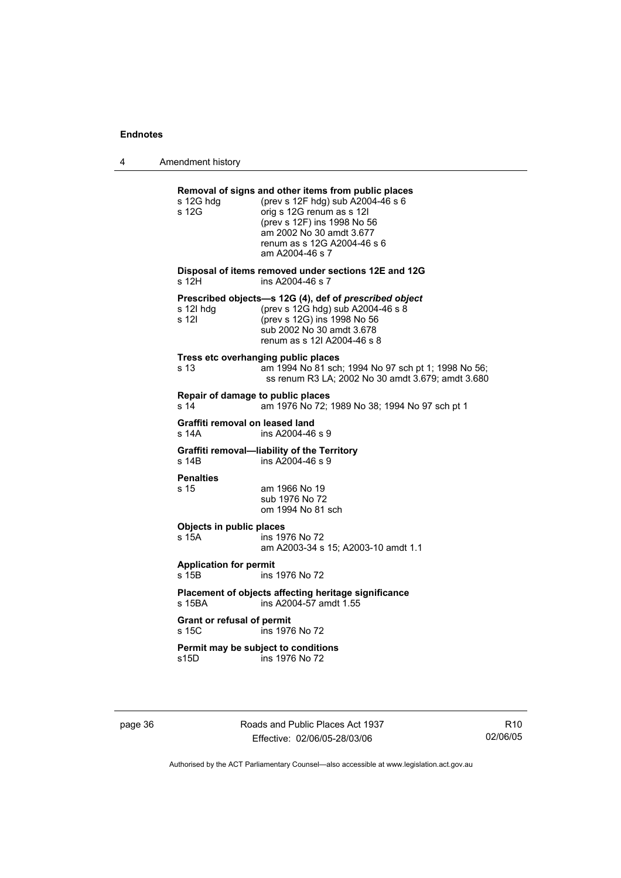**Removal of signs and other items from public places**

s 12G hdg (prev s 12F hdg) sub A2004-46 s 6
s 12G orig s 12G renum as s 12I
(prev s 12F) ins 1998 No 56
am 2002 No 30 amdt 3.677
renum as s 12G A2004-46 s 6
am A2004-46 s 7

**Disposal of items removed under sections 12E and 12G**

s 12H ins A2004-46 s 7

**Prescribed objects—s 12G (4), def of *prescribed object***

s 12I hdg (prev s 12G hdg) sub A2004-46 s 8
s 12I (prev s 12G) ins 1998 No 56
sub 2002 No 30 amdt 3.678
renum as s 12I A2004-46 s 8

**Tress etc overhanging public places**

s 13 am 1994 No 81 sch; 1994 No 97 sch pt 1; 1998 No 56; ss renum R3 LA; 2002 No 30 amdt 3.679; amdt 3.680

**Repair of damage to public places**

s 14 am 1976 No 72; 1989 No 38; 1994 No 97 sch pt 1

**Graffiti removal on leased land**

s 14A ins A2004-46 s 9

**Graffiti removal—liability of the Territory**

s 14B ins A2004-46 s 9

**Penalties**

s 15 am 1966 No 19
sub 1976 No 72
om 1994 No 81 sch

**Objects in public places**

s 15A ins 1976 No 72
am A2003-34 s 15; A2003-10 amdt 1.1

**Application for permit**

s 15B ins 1976 No 72

**Placement of objects affecting heritage significance**

s 15BA ins A2004-57 amdt 1.55

**Grant or refusal of permit**

s 15C ins 1976 No 72

**Permit may be subject to conditions**

s15D ins 1976 No 72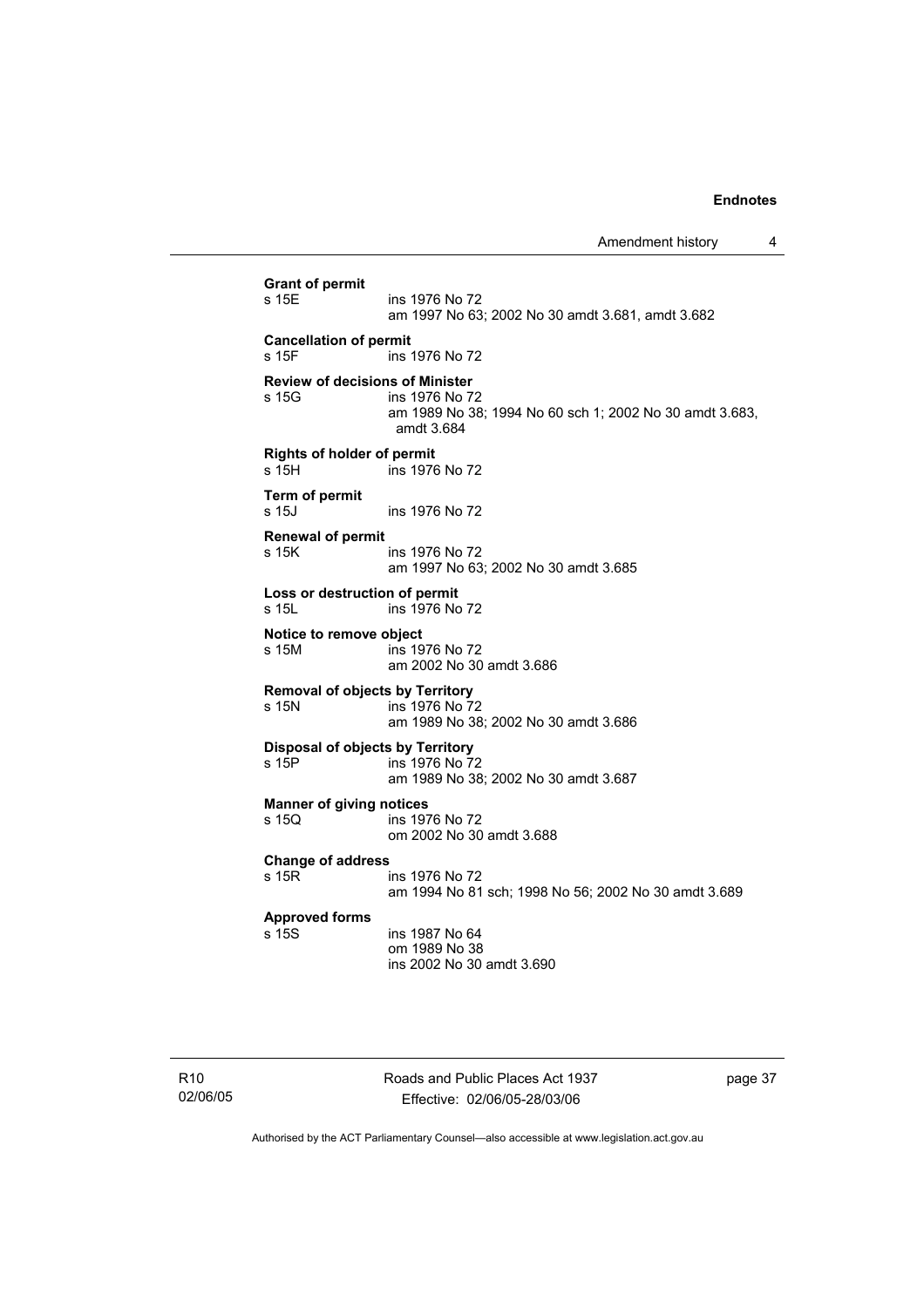**Grant of permit**
s 15E ins 1976 No 72
am 1997 No 63; 2002 No 30 amdt 3.681, amdt 3.682

**Cancellation of permit**
s 15F ins 1976 No 72

**Review of decisions of Minister**
s 15G ins 1976 No 72
am 1989 No 38; 1994 No 60 sch 1; 2002 No 30 amdt 3.683, amdt 3.684

**Rights of holder of permit**
s 15H ins 1976 No 72

**Term of permit**
s 15J ins 1976 No 72

**Renewal of permit**
s 15K ins 1976 No 72
am 1997 No 63; 2002 No 30 amdt 3.685

**Loss or destruction of permit**
s 15L ins 1976 No 72

**Notice to remove object**
s 15M ins 1976 No 72
am 2002 No 30 amdt 3.686

**Removal of objects by Territory**
s 15N ins 1976 No 72
am 1989 No 38; 2002 No 30 amdt 3.686

**Disposal of objects by Territory**
s 15P ins 1976 No 72
am 1989 No 38; 2002 No 30 amdt 3.687

**Manner of giving notices**
s 15Q ins 1976 No 72
om 2002 No 30 amdt 3.688

**Change of address**
s 15R ins 1976 No 72
am 1994 No 81 sch; 1998 No 56; 2002 No 30 amdt 3.689

**Approved forms**
s 15S ins 1987 No 64
om 1989 No 38
ins 2002 No 30 amdt 3.690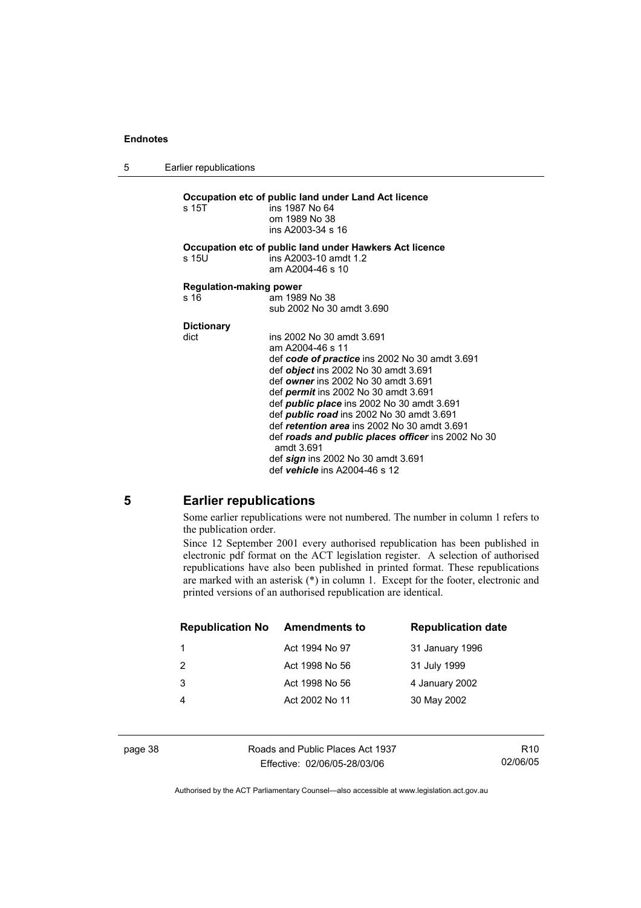**Occupation etc of public land under Land Act licence**

s 15T ins 1987 No 64
om 1989 No 38
ins A2003-34 s 16

**Occupation etc of public land under Hawkers Act licence**

s 15U ins A2003-10 amdt 1.2
am A2004-46 s 10

**Regulation-making power**

s 16 am 1989 No 38
sub 2002 No 30 amdt 3.690

**Dictionary**

dict ins 2002 No 30 amdt 3.691
am A2004-46 s 11
def ***code of practice*** ins 2002 No 30 amdt 3.691
def ***object*** ins 2002 No 30 amdt 3.691
def ***owner*** ins 2002 No 30 amdt 3.691
def ***permit*** ins 2002 No 30 amdt 3.691
def ***public place*** ins 2002 No 30 amdt 3.691
def ***public road*** ins 2002 No 30 amdt 3.691
def ***retention area*** ins 2002 No 30 amdt 3.691
def ***roads and public places officer*** ins 2002 No 30 amdt 3.691
def ***sign*** ins 2002 No 30 amdt 3.691
def ***vehicle*** ins A2004-46 s 12

## 5 Earlier republications

Some earlier republications were not numbered. The number in column 1 refers to the publication order.

Since 12 September 2001 every authorised republication has been published in electronic pdf format on the ACT legislation register. A selection of authorised republications have also been published in printed format. These republications are marked with an asterisk (*) in column 1. Except for the footer, electronic and printed versions of an authorised republication are identical.

| Republication No | Amendments to | Republication date |
|---|---|---|
| 1 | Act 1994 No 97 | 31 January 1996 |
| 2 | Act 1998 No 56 | 31 July 1999 |
| 3 | Act 1998 No 56 | 4 January 2002 |
| 4 | Act 2002 No 11 | 30 May 2002 |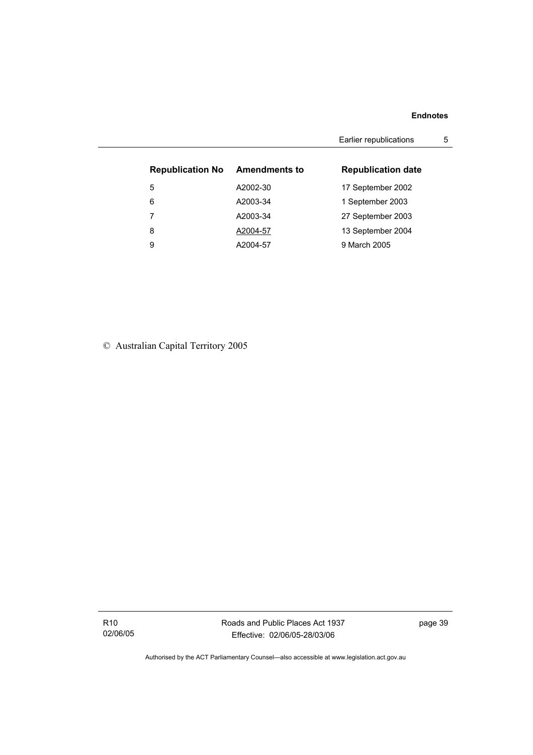| Republication No | Amendments to | Republication date |
|---|---|---|
| 5 | A2002-30 | 17 September 2002 |
| 6 | A2003-34 | 1 September 2003 |
| 7 | A2003-34 | 27 September 2003 |
| 8 | A2004-57 | 13 September 2004 |
| 9 | A2004-57 | 9 March 2005 |

© Australian Capital Territory 2005